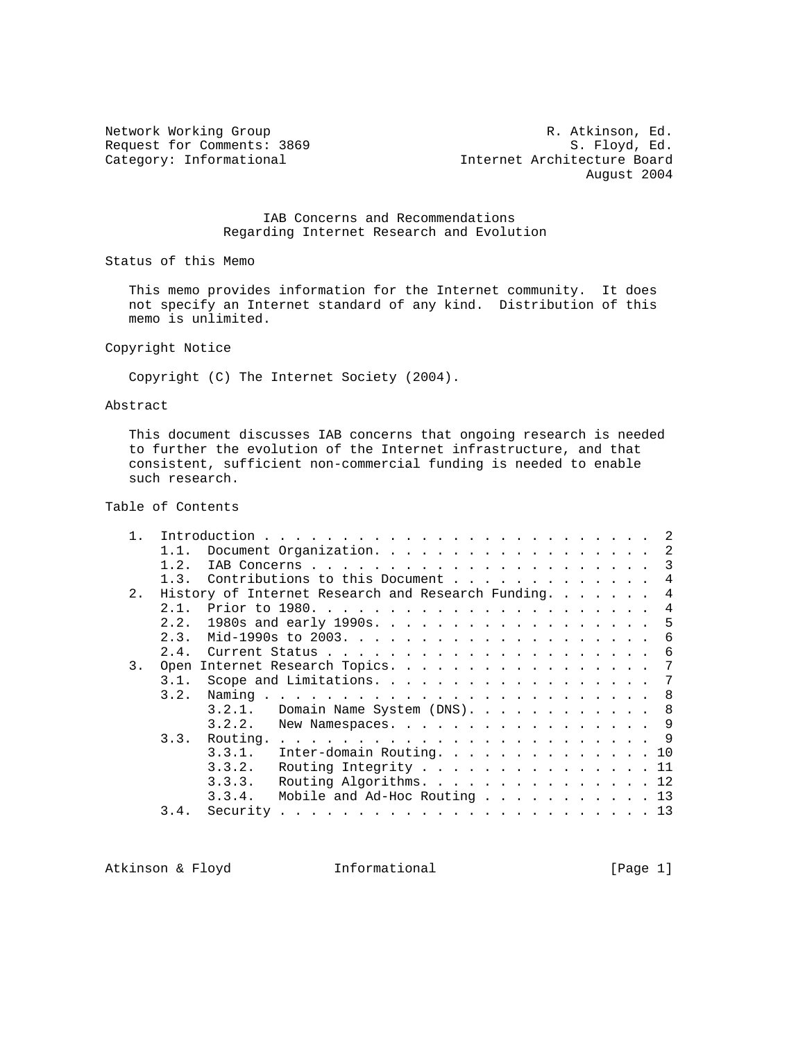Network Working Group R. Atkinson, Ed.
Request for Comments: 3869 S. Floyd, Ed.
Category: Informational Internet Architecture Board
August 2004

# IAB Concerns and Recommendations Regarding Internet Research and Evolution

## Status of this Memo

This memo provides information for the Internet community. It does not specify an Internet standard of any kind. Distribution of this memo is unlimited.

## Copyright Notice

Copyright (C) The Internet Society (2004).

## Abstract

This document discusses IAB concerns that ongoing research is needed to further the evolution of the Internet infrastructure, and that consistent, sufficient non-commercial funding is needed to enable such research.

## Table of Contents

```
   1.  Introduction . . . . . . . . . . . . . . . . . . . . . . . . .  2
       1.1.  Document Organization. . . . . . . . . . . . . . . . . .  2
       1.2.  IAB Concerns . . . . . . . . . . . . . . . . . . . . . .  3
       1.3.  Contributions to this Document . . . . . . . . . . . . .  4
   2.  History of Internet Research and Research Funding. . . . . . .  4
       2.1.  Prior to 1980. . . . . . . . . . . . . . . . . . . . . .  4
       2.2.  1980s and early 1990s. . . . . . . . . . . . . . . . . .  5
       2.3.  Mid-1990s to 2003. . . . . . . . . . . . . . . . . . . .  6
       2.4.  Current Status . . . . . . . . . . . . . . . . . . . . .  6
   3.  Open Internet Research Topics. . . . . . . . . . . . . . . . .  7
       3.1.  Scope and Limitations. . . . . . . . . . . . . . . . . .  7
       3.2.  Naming . . . . . . . . . . . . . . . . . . . . . . . . .  8
             3.2.1.   Domain Name System (DNS). . . . . . . . . . . .  8
             3.2.2.   New Namespaces. . . . . . . . . . . . . . . . .  9
       3.3.  Routing. . . . . . . . . . . . . . . . . . . . . . . . .  9
             3.3.1.   Inter-domain Routing. . . . . . . . . . . . . . 10
             3.3.2.   Routing Integrity . . . . . . . . . . . . . . . 11
             3.3.3.   Routing Algorithms. . . . . . . . . . . . . . . 12
             3.3.4.   Mobile and Ad-Hoc Routing . . . . . . . . . . . 13
       3.4.  Security . . . . . . . . . . . . . . . . . . . . . . . . 13
```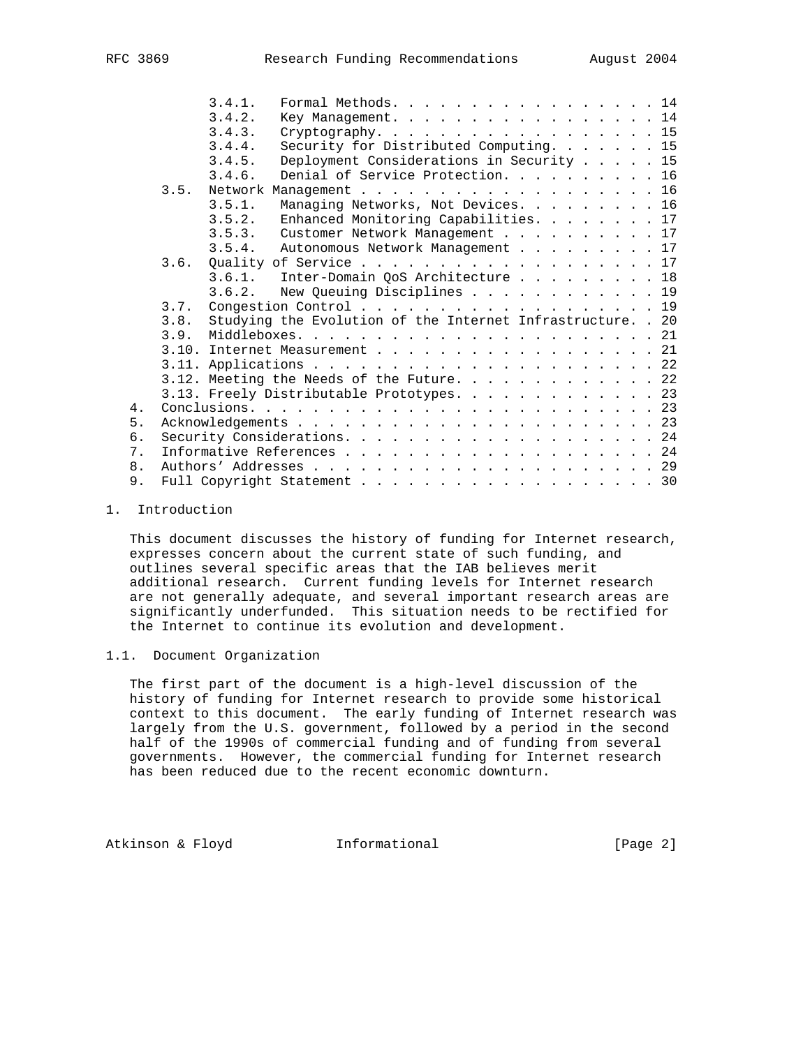3.4.1.  Formal Methods . . . . . . . . . . . . . . . . . 14
      3.4.2.  Key Management . . . . . . . . . . . . . . . . . 14
      3.4.3.  Cryptography . . . . . . . . . . . . . . . . . . 15
      3.4.4.  Security for Distributed Computing . . . . . . . 15
      3.4.5.  Deployment Considerations in Security . . . . . 15
      3.4.6.  Denial of Service Protection . . . . . . . . . . 16
   3.5.  Network Management . . . . . . . . . . . . . . . . . . . 16
      3.5.1.  Managing Networks, Not Devices . . . . . . . . . 16
      3.5.2.  Enhanced Monitoring Capabilities . . . . . . . . 17
      3.5.3.  Customer Network Management . . . . . . . . . . 17
      3.5.4.  Autonomous Network Management . . . . . . . . . 17
   3.6.  Quality of Service . . . . . . . . . . . . . . . . . . . 17
      3.6.1.  Inter-Domain QoS Architecture . . . . . . . . . 18
      3.6.2.  New Queuing Disciplines . . . . . . . . . . . . 19
   3.7.  Congestion Control . . . . . . . . . . . . . . . . . . . 19
   3.8.  Studying the Evolution of the Internet Infrastructure . . 20
   3.9.  Middleboxes . . . . . . . . . . . . . . . . . . . . . . 21
   3.10. Internet Measurement . . . . . . . . . . . . . . . . . . 21
   3.11. Applications . . . . . . . . . . . . . . . . . . . . . . 22
   3.12. Meeting the Needs of the Future . . . . . . . . . . . . 22
   3.13. Freely Distributable Prototypes . . . . . . . . . . . . 23
4.  Conclusions . . . . . . . . . . . . . . . . . . . . . . . . . 23
5.  Acknowledgements . . . . . . . . . . . . . . . . . . . . . . . 23
6.  Security Considerations . . . . . . . . . . . . . . . . . . . 24
7.  Informative References . . . . . . . . . . . . . . . . . . . . 24
8.  Authors' Addresses . . . . . . . . . . . . . . . . . . . . . . 29
9.  Full Copyright Statement . . . . . . . . . . . . . . . . . . . 30

## 1. Introduction

This document discusses the history of funding for Internet research, expresses concern about the current state of such funding, and outlines several specific areas that the IAB believes merit additional research. Current funding levels for Internet research are not generally adequate, and several important research areas are significantly underfunded. This situation needs to be rectified for the Internet to continue its evolution and development.

### 1.1. Document Organization

The first part of the document is a high-level discussion of the history of funding for Internet research to provide some historical context to this document. The early funding of Internet research was largely from the U.S. government, followed by a period in the second half of the 1990s of commercial funding and of funding from several governments. However, the commercial funding for Internet research has been reduced due to the recent economic downturn.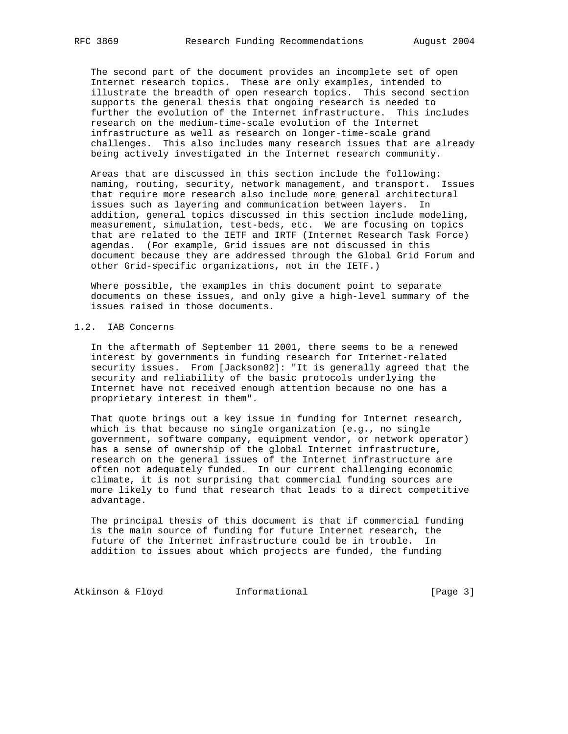The second part of the document provides an incomplete set of open Internet research topics. These are only examples, intended to illustrate the breadth of open research topics. This second section supports the general thesis that ongoing research is needed to further the evolution of the Internet infrastructure. This includes research on the medium-time-scale evolution of the Internet infrastructure as well as research on longer-time-scale grand challenges. This also includes many research issues that are already being actively investigated in the Internet research community.

Areas that are discussed in this section include the following: naming, routing, security, network management, and transport. Issues that require more research also include more general architectural issues such as layering and communication between layers. In addition, general topics discussed in this section include modeling, measurement, simulation, test-beds, etc. We are focusing on topics that are related to the IETF and IRTF (Internet Research Task Force) agendas. (For example, Grid issues are not discussed in this document because they are addressed through the Global Grid Forum and other Grid-specific organizations, not in the IETF.)

Where possible, the examples in this document point to separate documents on these issues, and only give a high-level summary of the issues raised in those documents.

## 1.2. IAB Concerns

In the aftermath of September 11 2001, there seems to be a renewed interest by governments in funding research for Internet-related security issues. From [Jackson02]: "It is generally agreed that the security and reliability of the basic protocols underlying the Internet have not received enough attention because no one has a proprietary interest in them".

That quote brings out a key issue in funding for Internet research, which is that because no single organization (e.g., no single government, software company, equipment vendor, or network operator) has a sense of ownership of the global Internet infrastructure, research on the general issues of the Internet infrastructure are often not adequately funded. In our current challenging economic climate, it is not surprising that commercial funding sources are more likely to fund that research that leads to a direct competitive advantage.

The principal thesis of this document is that if commercial funding is the main source of funding for future Internet research, the future of the Internet infrastructure could be in trouble. In addition to issues about which projects are funded, the funding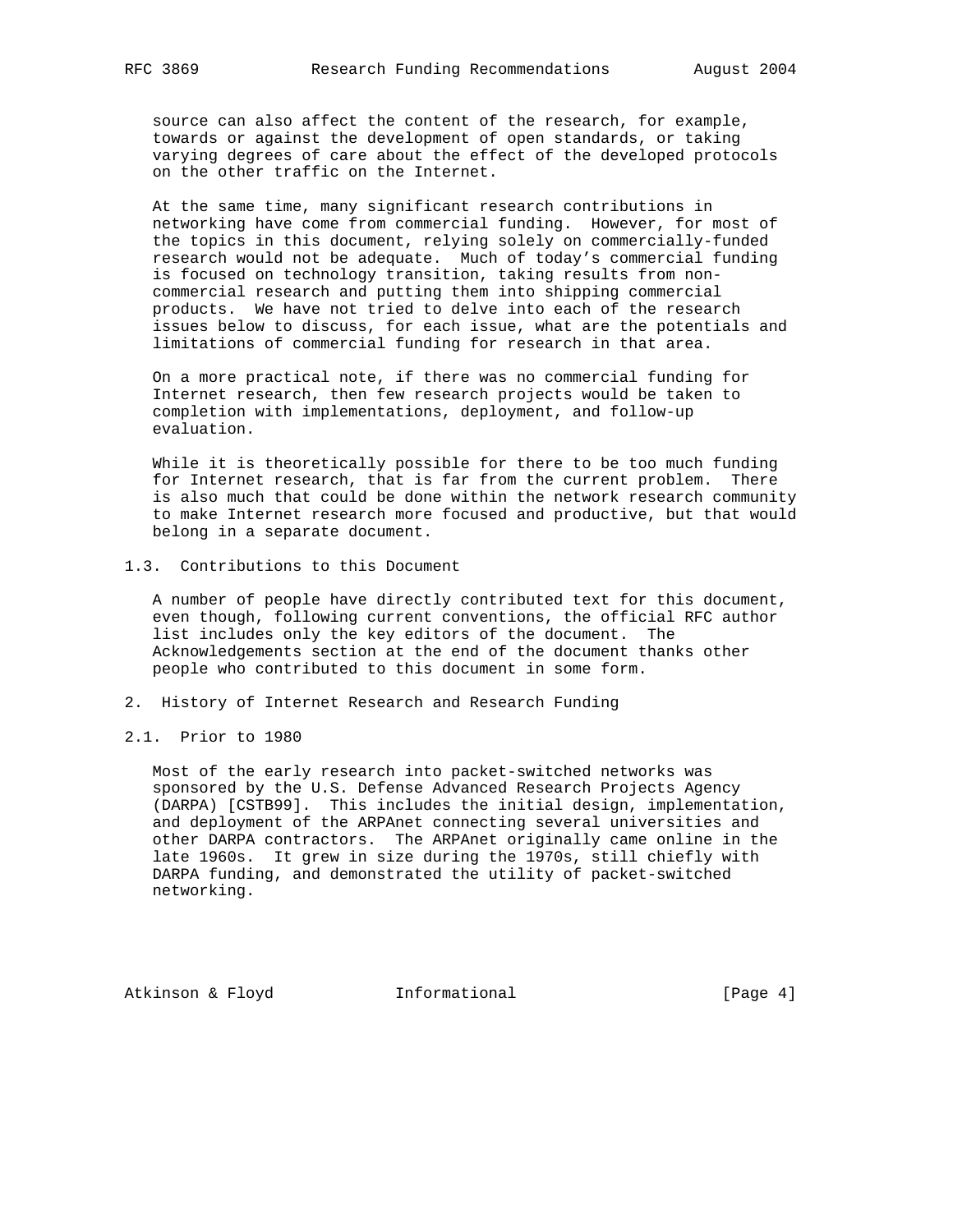source can also affect the content of the research, for example, towards or against the development of open standards, or taking varying degrees of care about the effect of the developed protocols on the other traffic on the Internet.

At the same time, many significant research contributions in networking have come from commercial funding. However, for most of the topics in this document, relying solely on commercially-funded research would not be adequate. Much of today's commercial funding is focused on technology transition, taking results from non-commercial research and putting them into shipping commercial products. We have not tried to delve into each of the research issues below to discuss, for each issue, what are the potentials and limitations of commercial funding for research in that area.

On a more practical note, if there was no commercial funding for Internet research, then few research projects would be taken to completion with implementations, deployment, and follow-up evaluation.

While it is theoretically possible for there to be too much funding for Internet research, that is far from the current problem. There is also much that could be done within the network research community to make Internet research more focused and productive, but that would belong in a separate document.

### 1.3. Contributions to this Document

A number of people have directly contributed text for this document, even though, following current conventions, the official RFC author list includes only the key editors of the document. The Acknowledgements section at the end of the document thanks other people who contributed to this document in some form.

## 2. History of Internet Research and Research Funding

### 2.1. Prior to 1980

Most of the early research into packet-switched networks was sponsored by the U.S. Defense Advanced Research Projects Agency (DARPA) [CSTB99]. This includes the initial design, implementation, and deployment of the ARPAnet connecting several universities and other DARPA contractors. The ARPAnet originally came online in the late 1960s. It grew in size during the 1970s, still chiefly with DARPA funding, and demonstrated the utility of packet-switched networking.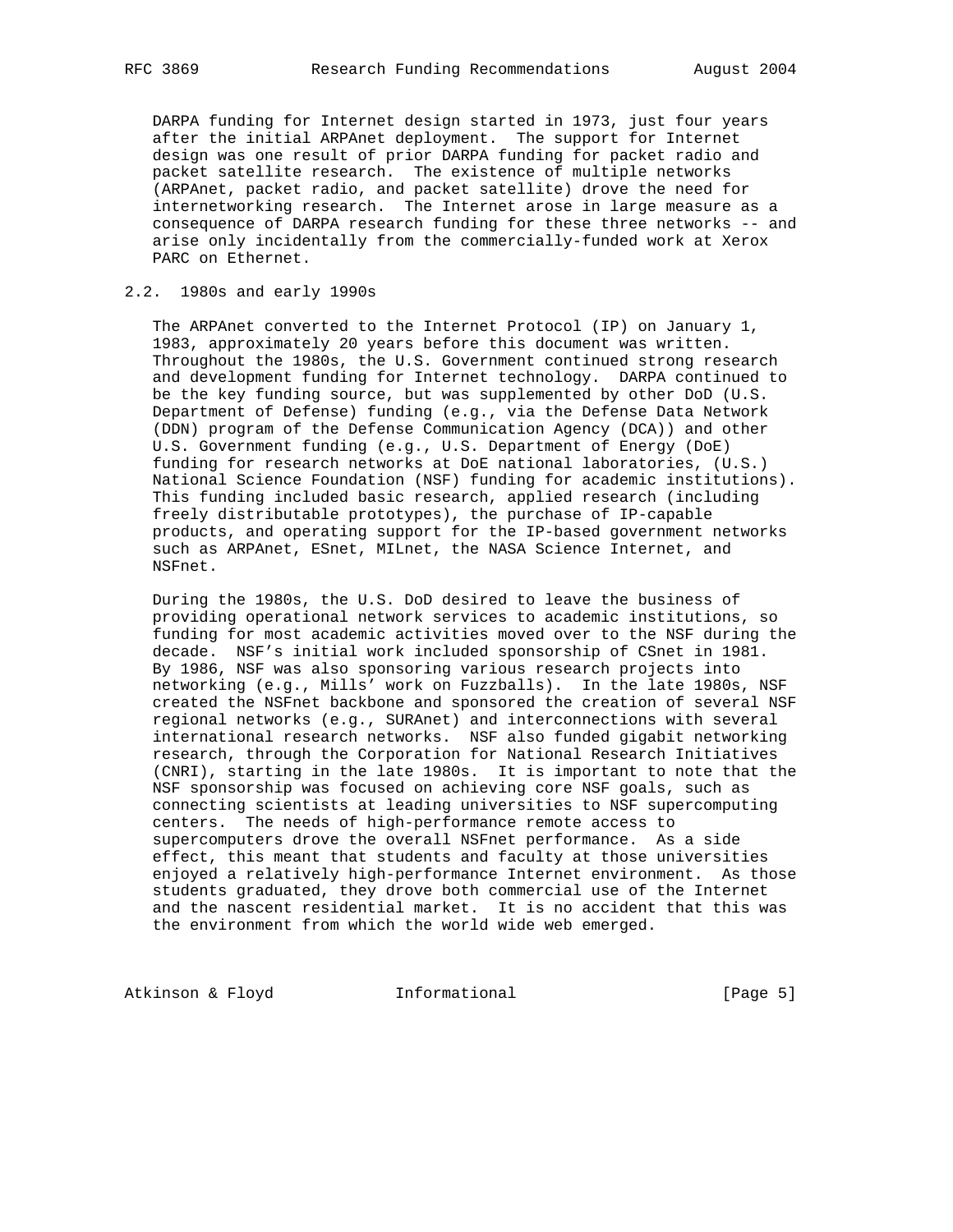DARPA funding for Internet design started in 1973, just four years after the initial ARPAnet deployment. The support for Internet design was one result of prior DARPA funding for packet radio and packet satellite research. The existence of multiple networks (ARPAnet, packet radio, and packet satellite) drove the need for internetworking research. The Internet arose in large measure as a consequence of DARPA research funding for these three networks -- and arise only incidentally from the commercially-funded work at Xerox PARC on Ethernet.

## 2.2. 1980s and early 1990s

The ARPAnet converted to the Internet Protocol (IP) on January 1, 1983, approximately 20 years before this document was written. Throughout the 1980s, the U.S. Government continued strong research and development funding for Internet technology. DARPA continued to be the key funding source, but was supplemented by other DoD (U.S. Department of Defense) funding (e.g., via the Defense Data Network (DDN) program of the Defense Communication Agency (DCA)) and other U.S. Government funding (e.g., U.S. Department of Energy (DoE) funding for research networks at DoE national laboratories, (U.S.) National Science Foundation (NSF) funding for academic institutions). This funding included basic research, applied research (including freely distributable prototypes), the purchase of IP-capable products, and operating support for the IP-based government networks such as ARPAnet, ESnet, MILnet, the NASA Science Internet, and NSFnet.

During the 1980s, the U.S. DoD desired to leave the business of providing operational network services to academic institutions, so funding for most academic activities moved over to the NSF during the decade. NSF's initial work included sponsorship of CSnet in 1981. By 1986, NSF was also sponsoring various research projects into networking (e.g., Mills' work on Fuzzballs). In the late 1980s, NSF created the NSFnet backbone and sponsored the creation of several NSF regional networks (e.g., SURAnet) and interconnections with several international research networks. NSF also funded gigabit networking research, through the Corporation for National Research Initiatives (CNRI), starting in the late 1980s. It is important to note that the NSF sponsorship was focused on achieving core NSF goals, such as connecting scientists at leading universities to NSF supercomputing centers. The needs of high-performance remote access to supercomputers drove the overall NSFnet performance. As a side effect, this meant that students and faculty at those universities enjoyed a relatively high-performance Internet environment. As those students graduated, they drove both commercial use of the Internet and the nascent residential market. It is no accident that this was the environment from which the world wide web emerged.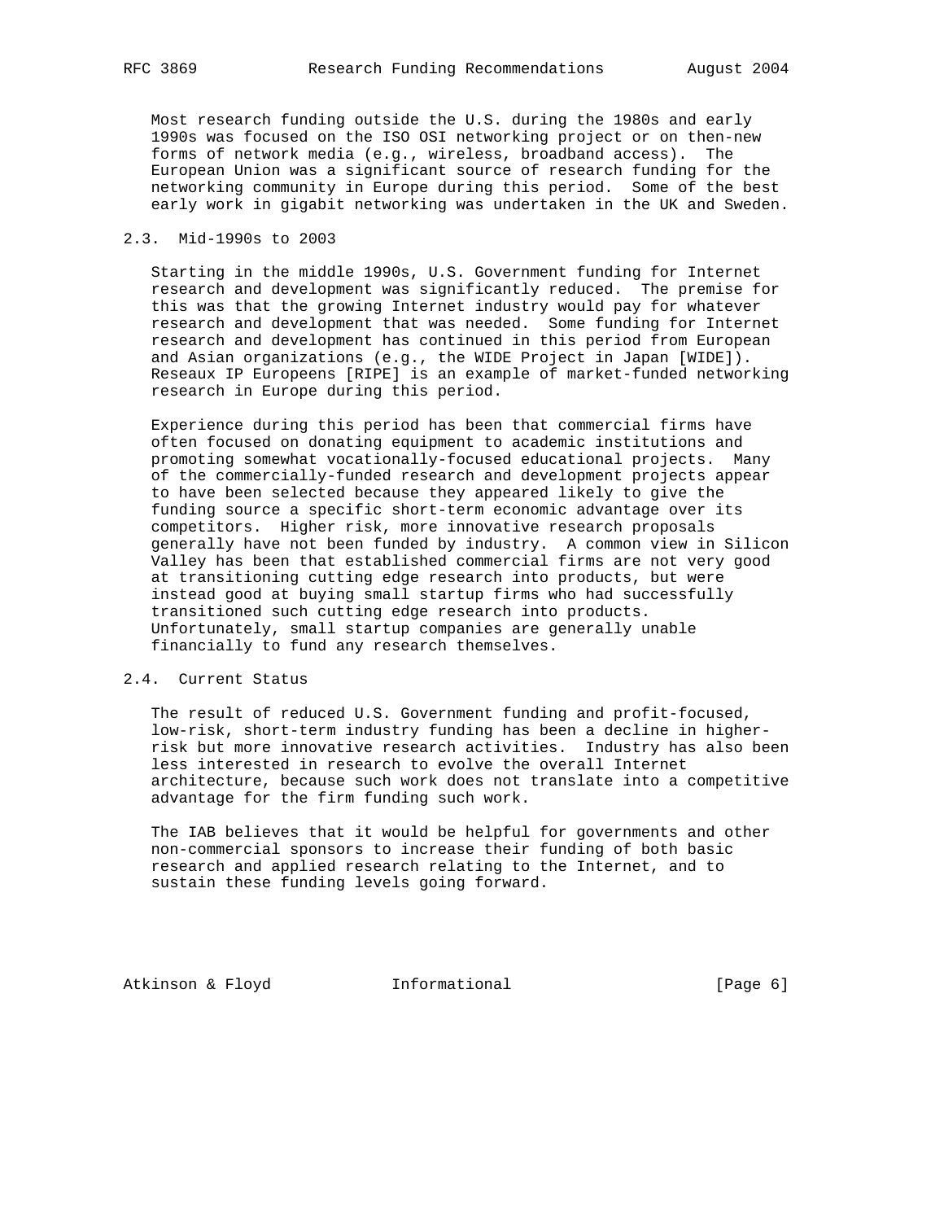Most research funding outside the U.S. during the 1980s and early 1990s was focused on the ISO OSI networking project or on then-new forms of network media (e.g., wireless, broadband access). The European Union was a significant source of research funding for the networking community in Europe during this period. Some of the best early work in gigabit networking was undertaken in the UK and Sweden.

### 2.3. Mid-1990s to 2003

Starting in the middle 1990s, U.S. Government funding for Internet research and development was significantly reduced. The premise for this was that the growing Internet industry would pay for whatever research and development that was needed. Some funding for Internet research and development has continued in this period from European and Asian organizations (e.g., the WIDE Project in Japan [WIDE]). Reseaux IP Europeens [RIPE] is an example of market-funded networking research in Europe during this period.

Experience during this period has been that commercial firms have often focused on donating equipment to academic institutions and promoting somewhat vocationally-focused educational projects. Many of the commercially-funded research and development projects appear to have been selected because they appeared likely to give the funding source a specific short-term economic advantage over its competitors. Higher risk, more innovative research proposals generally have not been funded by industry. A common view in Silicon Valley has been that established commercial firms are not very good at transitioning cutting edge research into products, but were instead good at buying small startup firms who had successfully transitioned such cutting edge research into products. Unfortunately, small startup companies are generally unable financially to fund any research themselves.

### 2.4. Current Status

The result of reduced U.S. Government funding and profit-focused, low-risk, short-term industry funding has been a decline in higher-risk but more innovative research activities. Industry has also been less interested in research to evolve the overall Internet architecture, because such work does not translate into a competitive advantage for the firm funding such work.

The IAB believes that it would be helpful for governments and other non-commercial sponsors to increase their funding of both basic research and applied research relating to the Internet, and to sustain these funding levels going forward.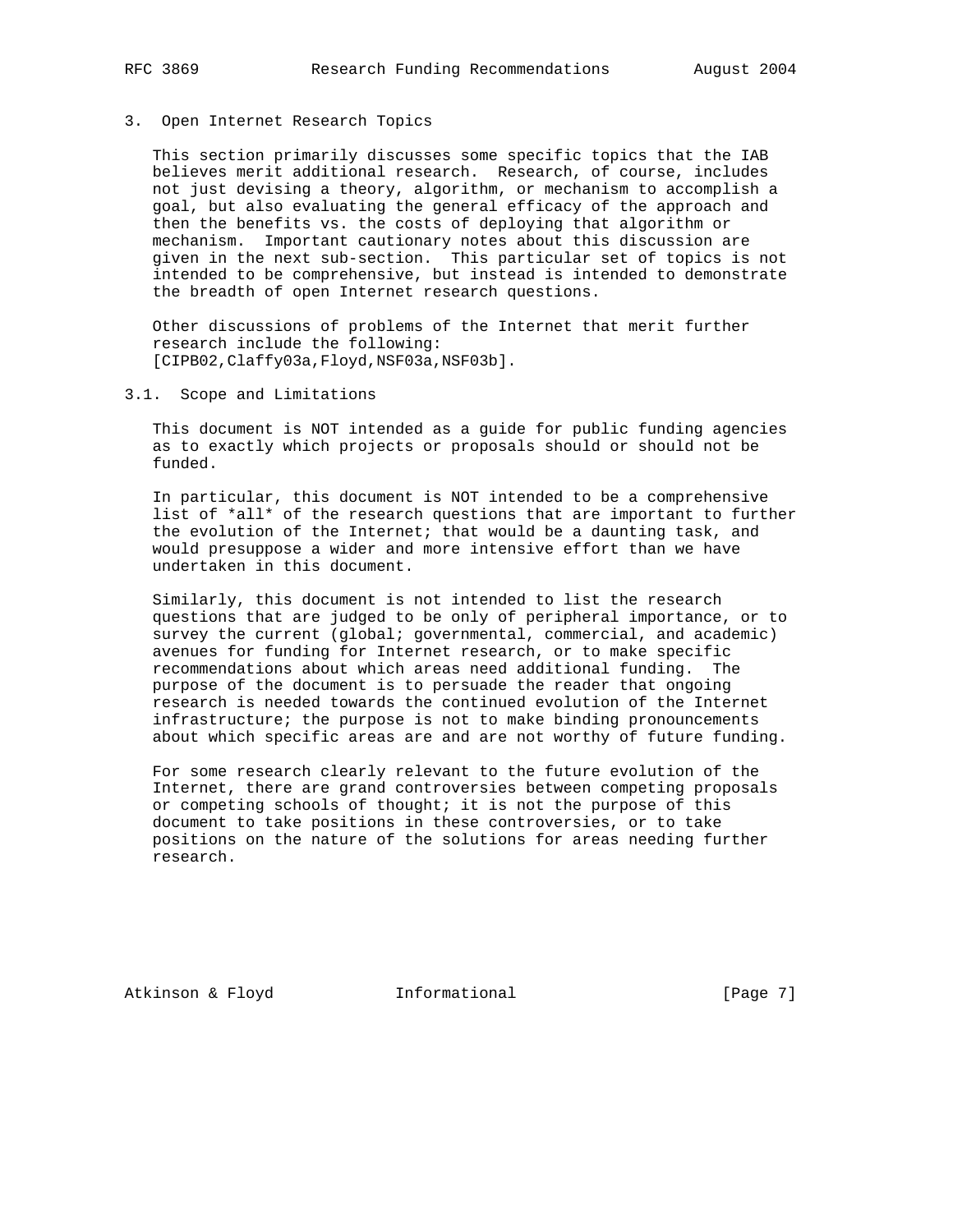## 3. Open Internet Research Topics

This section primarily discusses some specific topics that the IAB believes merit additional research. Research, of course, includes not just devising a theory, algorithm, or mechanism to accomplish a goal, but also evaluating the general efficacy of the approach and then the benefits vs. the costs of deploying that algorithm or mechanism. Important cautionary notes about this discussion are given in the next sub-section. This particular set of topics is not intended to be comprehensive, but instead is intended to demonstrate the breadth of open Internet research questions.

Other discussions of problems of the Internet that merit further research include the following: [CIPB02,Claffy03a,Floyd,NSF03a,NSF03b].

### 3.1. Scope and Limitations

This document is NOT intended as a guide for public funding agencies as to exactly which projects or proposals should or should not be funded.

In particular, this document is NOT intended to be a comprehensive list of *all* of the research questions that are important to further the evolution of the Internet; that would be a daunting task, and would presuppose a wider and more intensive effort than we have undertaken in this document.

Similarly, this document is not intended to list the research questions that are judged to be only of peripheral importance, or to survey the current (global; governmental, commercial, and academic) avenues for funding for Internet research, or to make specific recommendations about which areas need additional funding. The purpose of the document is to persuade the reader that ongoing research is needed towards the continued evolution of the Internet infrastructure; the purpose is not to make binding pronouncements about which specific areas are and are not worthy of future funding.

For some research clearly relevant to the future evolution of the Internet, there are grand controversies between competing proposals or competing schools of thought; it is not the purpose of this document to take positions in these controversies, or to take positions on the nature of the solutions for areas needing further research.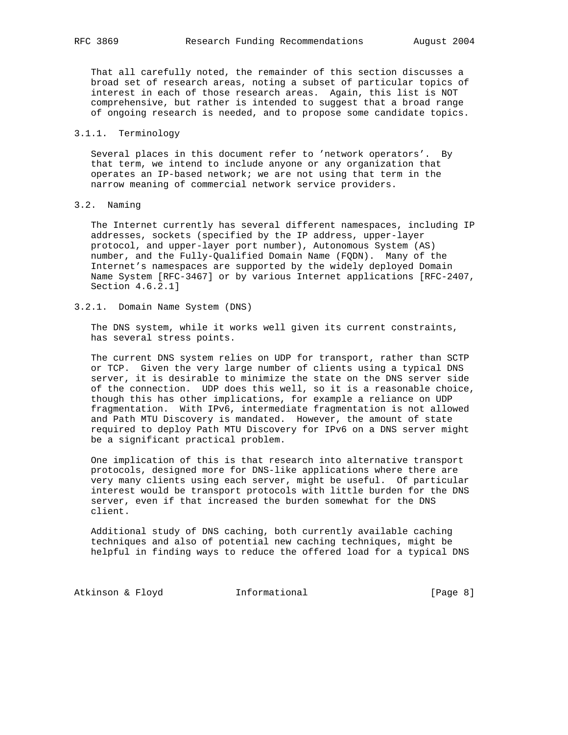That all carefully noted, the remainder of this section discusses a broad set of research areas, noting a subset of particular topics of interest in each of those research areas. Again, this list is NOT comprehensive, but rather is intended to suggest that a broad range of ongoing research is needed, and to propose some candidate topics.

#### 3.1.1. Terminology

Several places in this document refer to 'network operators'. By that term, we intend to include anyone or any organization that operates an IP-based network; we are not using that term in the narrow meaning of commercial network service providers.

### 3.2. Naming

The Internet currently has several different namespaces, including IP addresses, sockets (specified by the IP address, upper-layer protocol, and upper-layer port number), Autonomous System (AS) number, and the Fully-Qualified Domain Name (FQDN). Many of the Internet's namespaces are supported by the widely deployed Domain Name System [RFC-3467] or by various Internet applications [RFC-2407, Section 4.6.2.1]

#### 3.2.1. Domain Name System (DNS)

The DNS system, while it works well given its current constraints, has several stress points.

The current DNS system relies on UDP for transport, rather than SCTP or TCP. Given the very large number of clients using a typical DNS server, it is desirable to minimize the state on the DNS server side of the connection. UDP does this well, so it is a reasonable choice, though this has other implications, for example a reliance on UDP fragmentation. With IPv6, intermediate fragmentation is not allowed and Path MTU Discovery is mandated. However, the amount of state required to deploy Path MTU Discovery for IPv6 on a DNS server might be a significant practical problem.

One implication of this is that research into alternative transport protocols, designed more for DNS-like applications where there are very many clients using each server, might be useful. Of particular interest would be transport protocols with little burden for the DNS server, even if that increased the burden somewhat for the DNS client.

Additional study of DNS caching, both currently available caching techniques and also of potential new caching techniques, might be helpful in finding ways to reduce the offered load for a typical DNS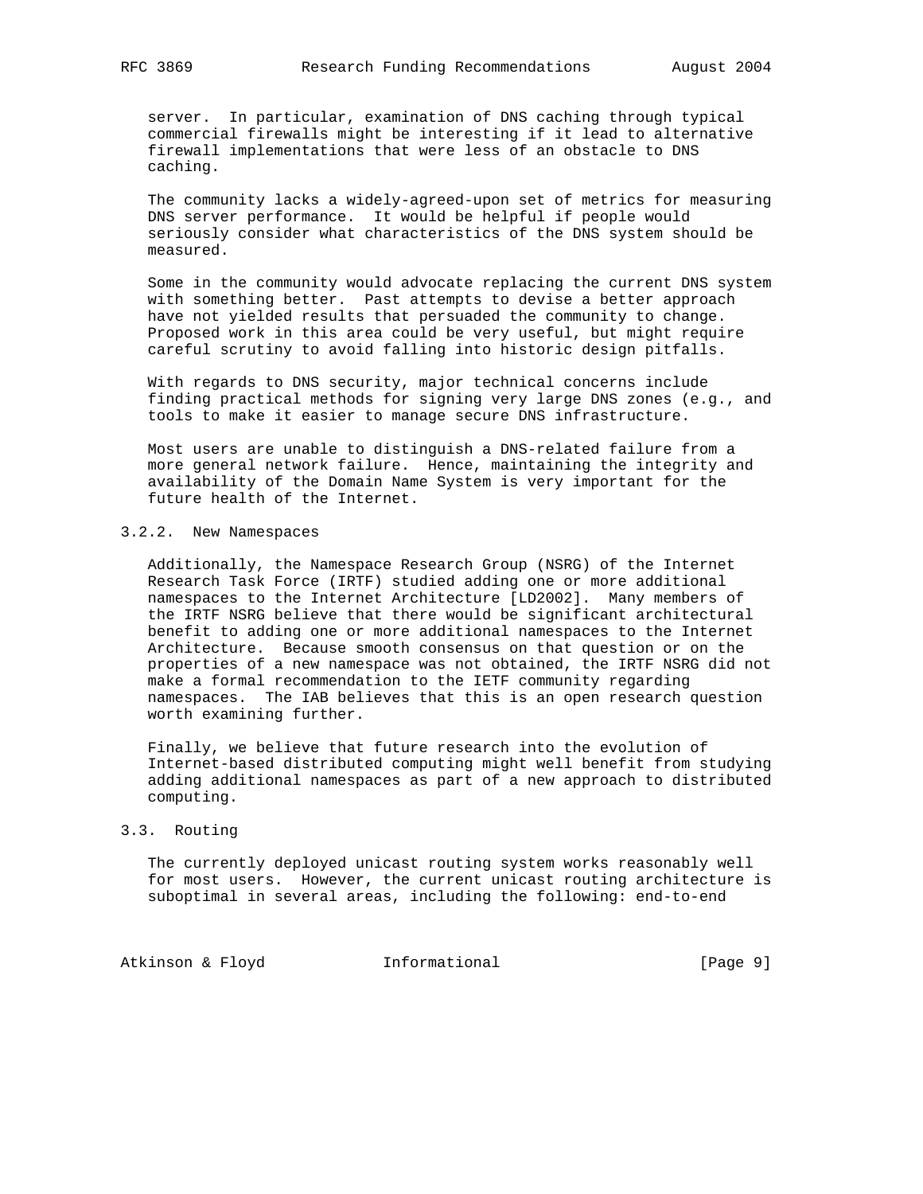server. In particular, examination of DNS caching through typical commercial firewalls might be interesting if it lead to alternative firewall implementations that were less of an obstacle to DNS caching.

The community lacks a widely-agreed-upon set of metrics for measuring DNS server performance. It would be helpful if people would seriously consider what characteristics of the DNS system should be measured.

Some in the community would advocate replacing the current DNS system with something better. Past attempts to devise a better approach have not yielded results that persuaded the community to change. Proposed work in this area could be very useful, but might require careful scrutiny to avoid falling into historic design pitfalls.

With regards to DNS security, major technical concerns include finding practical methods for signing very large DNS zones (e.g., and tools to make it easier to manage secure DNS infrastructure.

Most users are unable to distinguish a DNS-related failure from a more general network failure. Hence, maintaining the integrity and availability of the Domain Name System is very important for the future health of the Internet.

#### 3.2.2. New Namespaces

Additionally, the Namespace Research Group (NSRG) of the Internet Research Task Force (IRTF) studied adding one or more additional namespaces to the Internet Architecture [LD2002]. Many members of the IRTF NSRG believe that there would be significant architectural benefit to adding one or more additional namespaces to the Internet Architecture. Because smooth consensus on that question or on the properties of a new namespace was not obtained, the IRTF NSRG did not make a formal recommendation to the IETF community regarding namespaces. The IAB believes that this is an open research question worth examining further.

Finally, we believe that future research into the evolution of Internet-based distributed computing might well benefit from studying adding additional namespaces as part of a new approach to distributed computing.

### 3.3. Routing

The currently deployed unicast routing system works reasonably well for most users. However, the current unicast routing architecture is suboptimal in several areas, including the following: end-to-end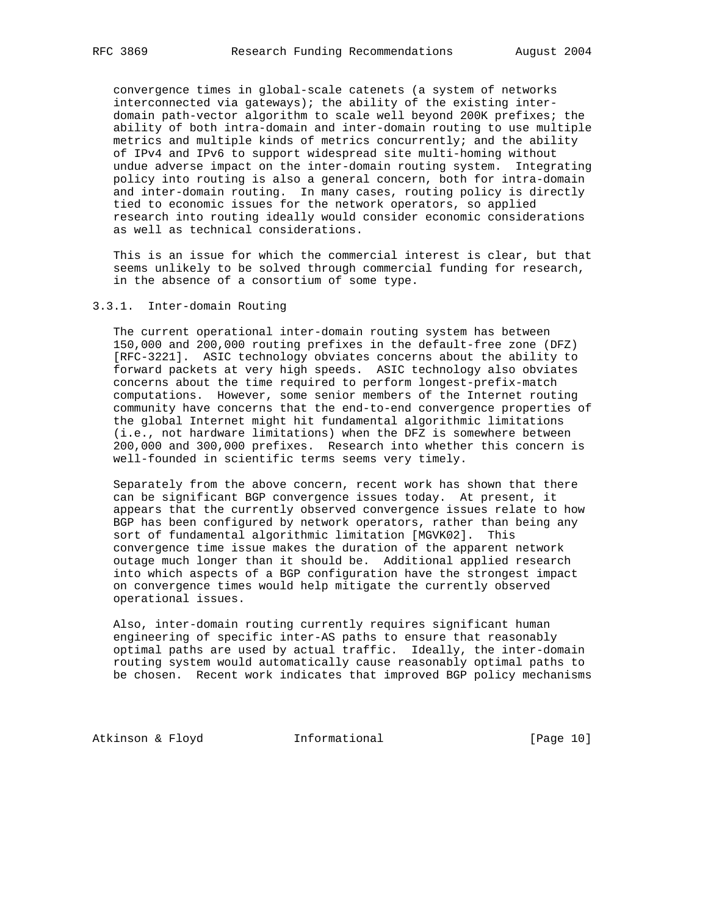convergence times in global-scale catenets (a system of networks interconnected via gateways); the ability of the existing inter-domain path-vector algorithm to scale well beyond 200K prefixes; the ability of both intra-domain and inter-domain routing to use multiple metrics and multiple kinds of metrics concurrently; and the ability of IPv4 and IPv6 to support widespread site multi-homing without undue adverse impact on the inter-domain routing system. Integrating policy into routing is also a general concern, both for intra-domain and inter-domain routing. In many cases, routing policy is directly tied to economic issues for the network operators, so applied research into routing ideally would consider economic considerations as well as technical considerations.

This is an issue for which the commercial interest is clear, but that seems unlikely to be solved through commercial funding for research, in the absence of a consortium of some type.

### 3.3.1. Inter-domain Routing

The current operational inter-domain routing system has between 150,000 and 200,000 routing prefixes in the default-free zone (DFZ) [RFC-3221]. ASIC technology obviates concerns about the ability to forward packets at very high speeds. ASIC technology also obviates concerns about the time required to perform longest-prefix-match computations. However, some senior members of the Internet routing community have concerns that the end-to-end convergence properties of the global Internet might hit fundamental algorithmic limitations (i.e., not hardware limitations) when the DFZ is somewhere between 200,000 and 300,000 prefixes. Research into whether this concern is well-founded in scientific terms seems very timely.

Separately from the above concern, recent work has shown that there can be significant BGP convergence issues today. At present, it appears that the currently observed convergence issues relate to how BGP has been configured by network operators, rather than being any sort of fundamental algorithmic limitation [MGVK02]. This convergence time issue makes the duration of the apparent network outage much longer than it should be. Additional applied research into which aspects of a BGP configuration have the strongest impact on convergence times would help mitigate the currently observed operational issues.

Also, inter-domain routing currently requires significant human engineering of specific inter-AS paths to ensure that reasonably optimal paths are used by actual traffic. Ideally, the inter-domain routing system would automatically cause reasonably optimal paths to be chosen. Recent work indicates that improved BGP policy mechanisms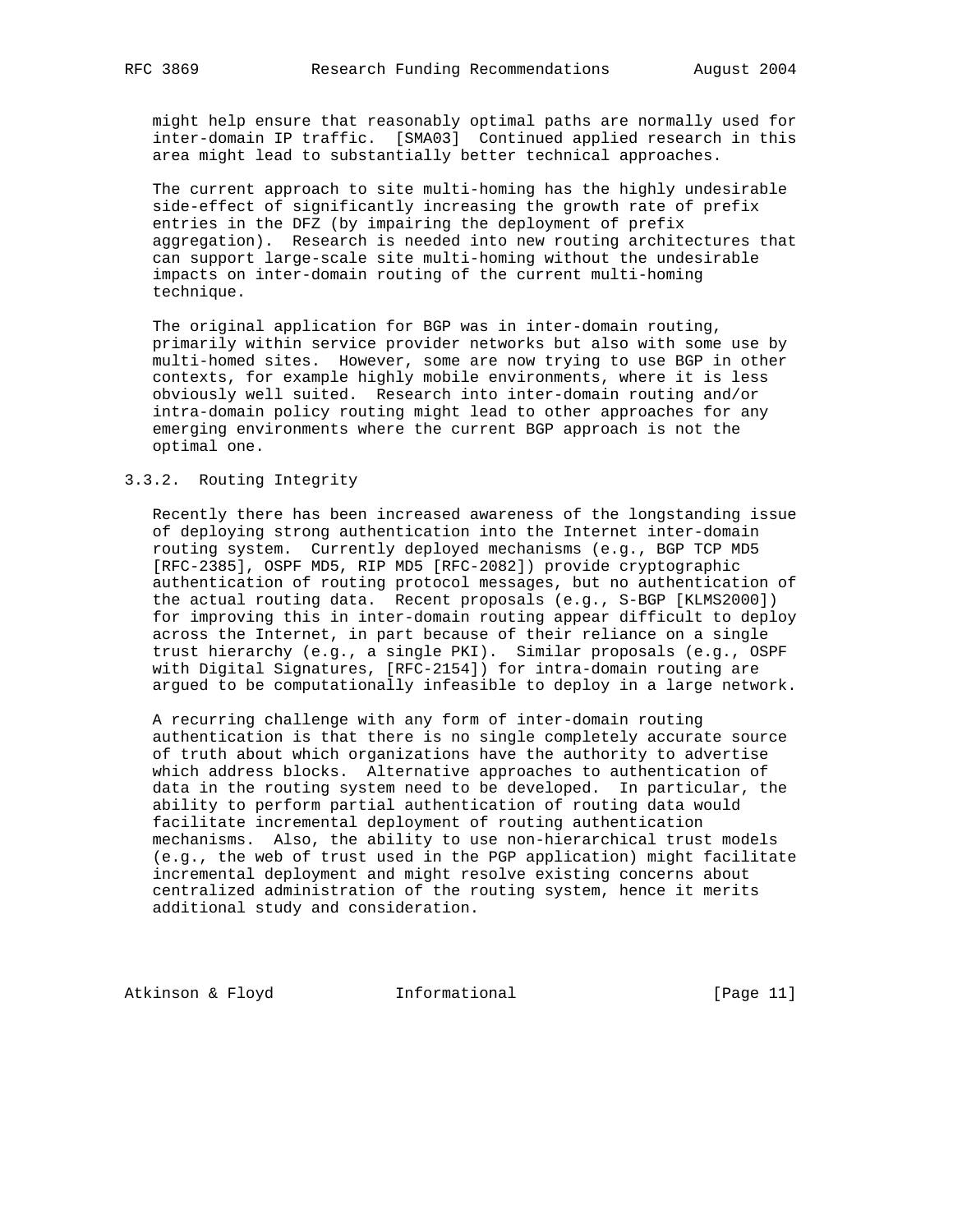might help ensure that reasonably optimal paths are normally used for inter-domain IP traffic. [SMA03] Continued applied research in this area might lead to substantially better technical approaches.

The current approach to site multi-homing has the highly undesirable side-effect of significantly increasing the growth rate of prefix entries in the DFZ (by impairing the deployment of prefix aggregation). Research is needed into new routing architectures that can support large-scale site multi-homing without the undesirable impacts on inter-domain routing of the current multi-homing technique.

The original application for BGP was in inter-domain routing, primarily within service provider networks but also with some use by multi-homed sites. However, some are now trying to use BGP in other contexts, for example highly mobile environments, where it is less obviously well suited. Research into inter-domain routing and/or intra-domain policy routing might lead to other approaches for any emerging environments where the current BGP approach is not the optimal one.

### 3.3.2. Routing Integrity

Recently there has been increased awareness of the longstanding issue of deploying strong authentication into the Internet inter-domain routing system. Currently deployed mechanisms (e.g., BGP TCP MD5 [RFC-2385], OSPF MD5, RIP MD5 [RFC-2082]) provide cryptographic authentication of routing protocol messages, but no authentication of the actual routing data. Recent proposals (e.g., S-BGP [KLMS2000]) for improving this in inter-domain routing appear difficult to deploy across the Internet, in part because of their reliance on a single trust hierarchy (e.g., a single PKI). Similar proposals (e.g., OSPF with Digital Signatures, [RFC-2154]) for intra-domain routing are argued to be computationally infeasible to deploy in a large network.

A recurring challenge with any form of inter-domain routing authentication is that there is no single completely accurate source of truth about which organizations have the authority to advertise which address blocks. Alternative approaches to authentication of data in the routing system need to be developed. In particular, the ability to perform partial authentication of routing data would facilitate incremental deployment of routing authentication mechanisms. Also, the ability to use non-hierarchical trust models (e.g., the web of trust used in the PGP application) might facilitate incremental deployment and might resolve existing concerns about centralized administration of the routing system, hence it merits additional study and consideration.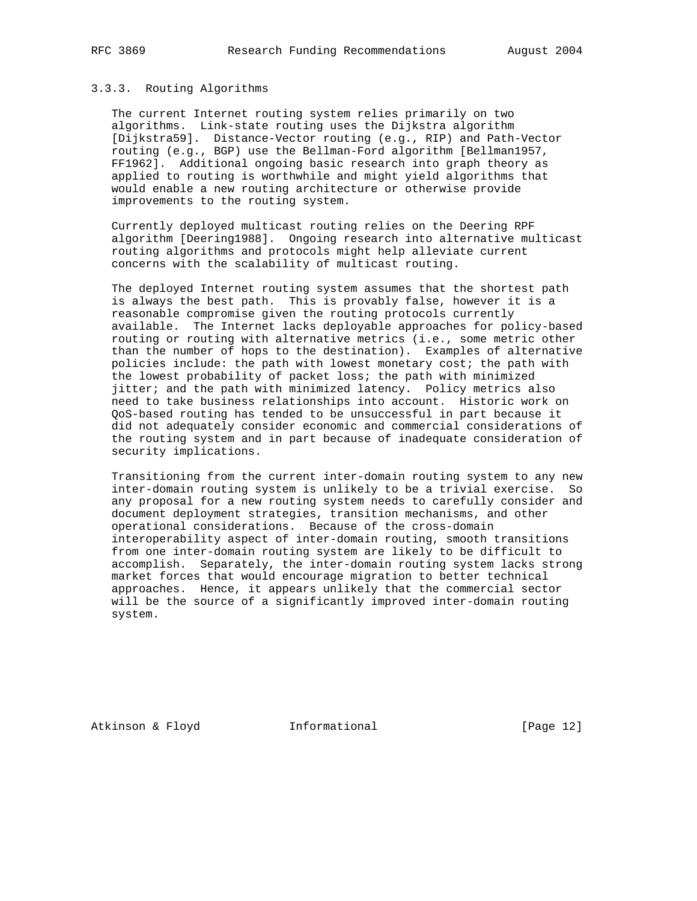### 3.3.3. Routing Algorithms

The current Internet routing system relies primarily on two algorithms. Link-state routing uses the Dijkstra algorithm [Dijkstra59]. Distance-Vector routing (e.g., RIP) and Path-Vector routing (e.g., BGP) use the Bellman-Ford algorithm [Bellman1957, FF1962]. Additional ongoing basic research into graph theory as applied to routing is worthwhile and might yield algorithms that would enable a new routing architecture or otherwise provide improvements to the routing system.

Currently deployed multicast routing relies on the Deering RPF algorithm [Deering1988]. Ongoing research into alternative multicast routing algorithms and protocols might help alleviate current concerns with the scalability of multicast routing.

The deployed Internet routing system assumes that the shortest path is always the best path. This is provably false, however it is a reasonable compromise given the routing protocols currently available. The Internet lacks deployable approaches for policy-based routing or routing with alternative metrics (i.e., some metric other than the number of hops to the destination). Examples of alternative policies include: the path with lowest monetary cost; the path with the lowest probability of packet loss; the path with minimized jitter; and the path with minimized latency. Policy metrics also need to take business relationships into account. Historic work on QoS-based routing has tended to be unsuccessful in part because it did not adequately consider economic and commercial considerations of the routing system and in part because of inadequate consideration of security implications.

Transitioning from the current inter-domain routing system to any new inter-domain routing system is unlikely to be a trivial exercise. So any proposal for a new routing system needs to carefully consider and document deployment strategies, transition mechanisms, and other operational considerations. Because of the cross-domain interoperability aspect of inter-domain routing, smooth transitions from one inter-domain routing system are likely to be difficult to accomplish. Separately, the inter-domain routing system lacks strong market forces that would encourage migration to better technical approaches. Hence, it appears unlikely that the commercial sector will be the source of a significantly improved inter-domain routing system.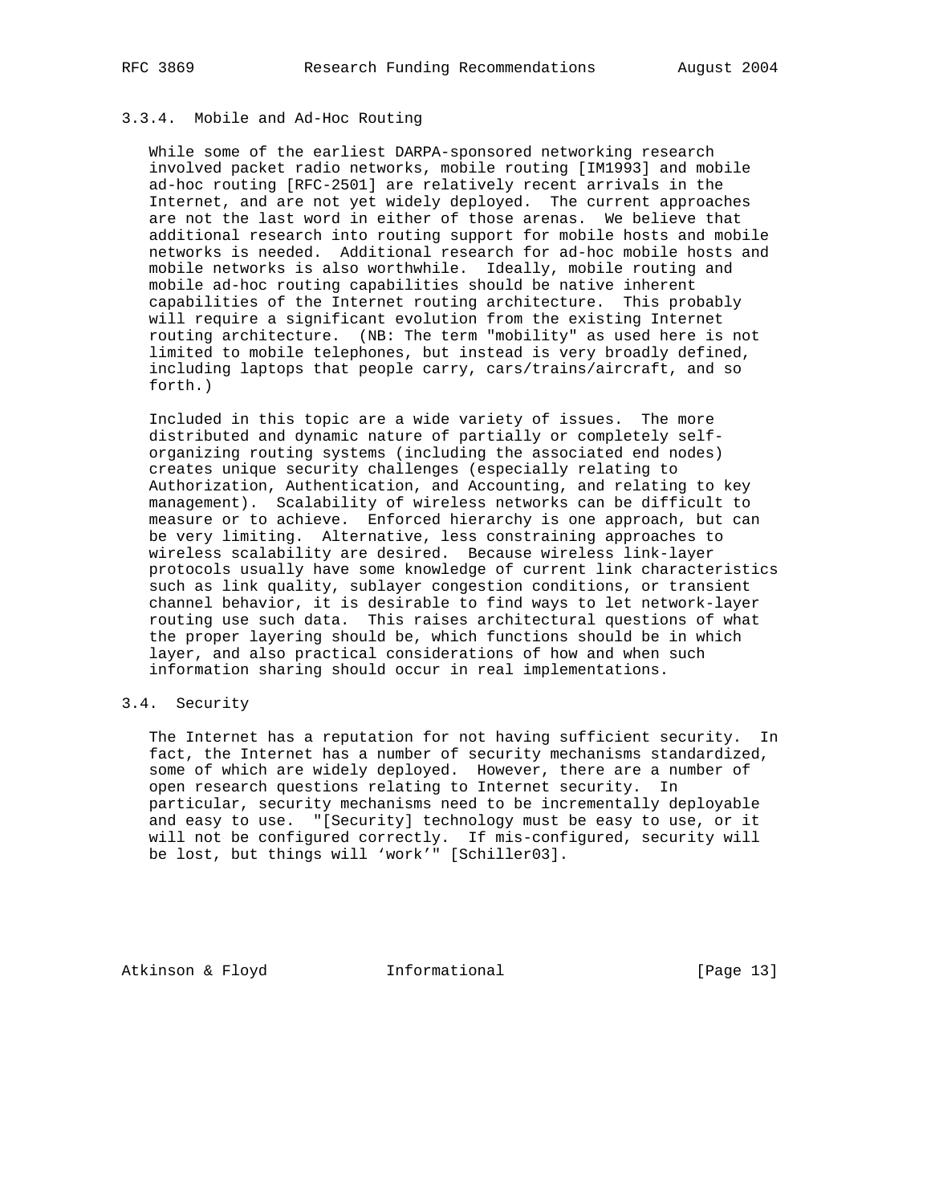### 3.3.4. Mobile and Ad-Hoc Routing

While some of the earliest DARPA-sponsored networking research involved packet radio networks, mobile routing [IM1993] and mobile ad-hoc routing [RFC-2501] are relatively recent arrivals in the Internet, and are not yet widely deployed. The current approaches are not the last word in either of those arenas. We believe that additional research into routing support for mobile hosts and mobile networks is needed. Additional research for ad-hoc mobile hosts and mobile networks is also worthwhile. Ideally, mobile routing and mobile ad-hoc routing capabilities should be native inherent capabilities of the Internet routing architecture. This probably will require a significant evolution from the existing Internet routing architecture. (NB: The term "mobility" as used here is not limited to mobile telephones, but instead is very broadly defined, including laptops that people carry, cars/trains/aircraft, and so forth.)

Included in this topic are a wide variety of issues. The more distributed and dynamic nature of partially or completely self-organizing routing systems (including the associated end nodes) creates unique security challenges (especially relating to Authorization, Authentication, and Accounting, and relating to key management). Scalability of wireless networks can be difficult to measure or to achieve. Enforced hierarchy is one approach, but can be very limiting. Alternative, less constraining approaches to wireless scalability are desired. Because wireless link-layer protocols usually have some knowledge of current link characteristics such as link quality, sublayer congestion conditions, or transient channel behavior, it is desirable to find ways to let network-layer routing use such data. This raises architectural questions of what the proper layering should be, which functions should be in which layer, and also practical considerations of how and when such information sharing should occur in real implementations.

## 3.4. Security

The Internet has a reputation for not having sufficient security. In fact, the Internet has a number of security mechanisms standardized, some of which are widely deployed. However, there are a number of open research questions relating to Internet security. In particular, security mechanisms need to be incrementally deployable and easy to use. "[Security] technology must be easy to use, or it will not be configured correctly. If mis-configured, security will be lost, but things will 'work'" [Schiller03].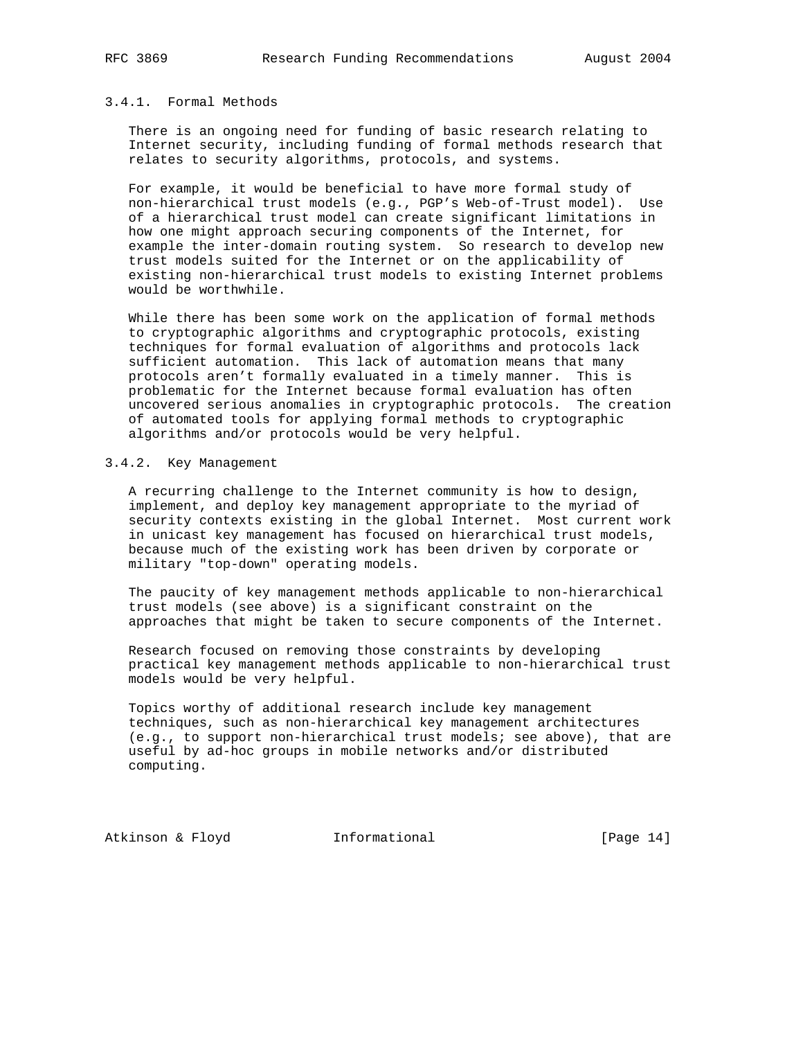### 3.4.1. Formal Methods

There is an ongoing need for funding of basic research relating to Internet security, including funding of formal methods research that relates to security algorithms, protocols, and systems.

For example, it would be beneficial to have more formal study of non-hierarchical trust models (e.g., PGP's Web-of-Trust model). Use of a hierarchical trust model can create significant limitations in how one might approach securing components of the Internet, for example the inter-domain routing system. So research to develop new trust models suited for the Internet or on the applicability of existing non-hierarchical trust models to existing Internet problems would be worthwhile.

While there has been some work on the application of formal methods to cryptographic algorithms and cryptographic protocols, existing techniques for formal evaluation of algorithms and protocols lack sufficient automation. This lack of automation means that many protocols aren't formally evaluated in a timely manner. This is problematic for the Internet because formal evaluation has often uncovered serious anomalies in cryptographic protocols. The creation of automated tools for applying formal methods to cryptographic algorithms and/or protocols would be very helpful.

### 3.4.2. Key Management

A recurring challenge to the Internet community is how to design, implement, and deploy key management appropriate to the myriad of security contexts existing in the global Internet. Most current work in unicast key management has focused on hierarchical trust models, because much of the existing work has been driven by corporate or military "top-down" operating models.

The paucity of key management methods applicable to non-hierarchical trust models (see above) is a significant constraint on the approaches that might be taken to secure components of the Internet.

Research focused on removing those constraints by developing practical key management methods applicable to non-hierarchical trust models would be very helpful.

Topics worthy of additional research include key management techniques, such as non-hierarchical key management architectures (e.g., to support non-hierarchical trust models; see above), that are useful by ad-hoc groups in mobile networks and/or distributed computing.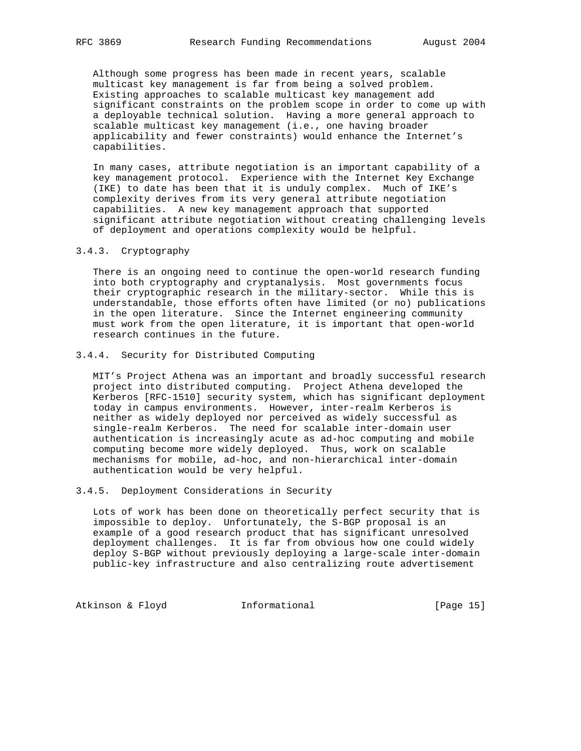Although some progress has been made in recent years, scalable multicast key management is far from being a solved problem. Existing approaches to scalable multicast key management add significant constraints on the problem scope in order to come up with a deployable technical solution. Having a more general approach to scalable multicast key management (i.e., one having broader applicability and fewer constraints) would enhance the Internet's capabilities.

In many cases, attribute negotiation is an important capability of a key management protocol. Experience with the Internet Key Exchange (IKE) to date has been that it is unduly complex. Much of IKE's complexity derives from its very general attribute negotiation capabilities. A new key management approach that supported significant attribute negotiation without creating challenging levels of deployment and operations complexity would be helpful.

### 3.4.3. Cryptography

There is an ongoing need to continue the open-world research funding into both cryptography and cryptanalysis. Most governments focus their cryptographic research in the military-sector. While this is understandable, those efforts often have limited (or no) publications in the open literature. Since the Internet engineering community must work from the open literature, it is important that open-world research continues in the future.

### 3.4.4. Security for Distributed Computing

MIT's Project Athena was an important and broadly successful research project into distributed computing. Project Athena developed the Kerberos [RFC-1510] security system, which has significant deployment today in campus environments. However, inter-realm Kerberos is neither as widely deployed nor perceived as widely successful as single-realm Kerberos. The need for scalable inter-domain user authentication is increasingly acute as ad-hoc computing and mobile computing become more widely deployed. Thus, work on scalable mechanisms for mobile, ad-hoc, and non-hierarchical inter-domain authentication would be very helpful.

### 3.4.5. Deployment Considerations in Security

Lots of work has been done on theoretically perfect security that is impossible to deploy. Unfortunately, the S-BGP proposal is an example of a good research product that has significant unresolved deployment challenges. It is far from obvious how one could widely deploy S-BGP without previously deploying a large-scale inter-domain public-key infrastructure and also centralizing route advertisement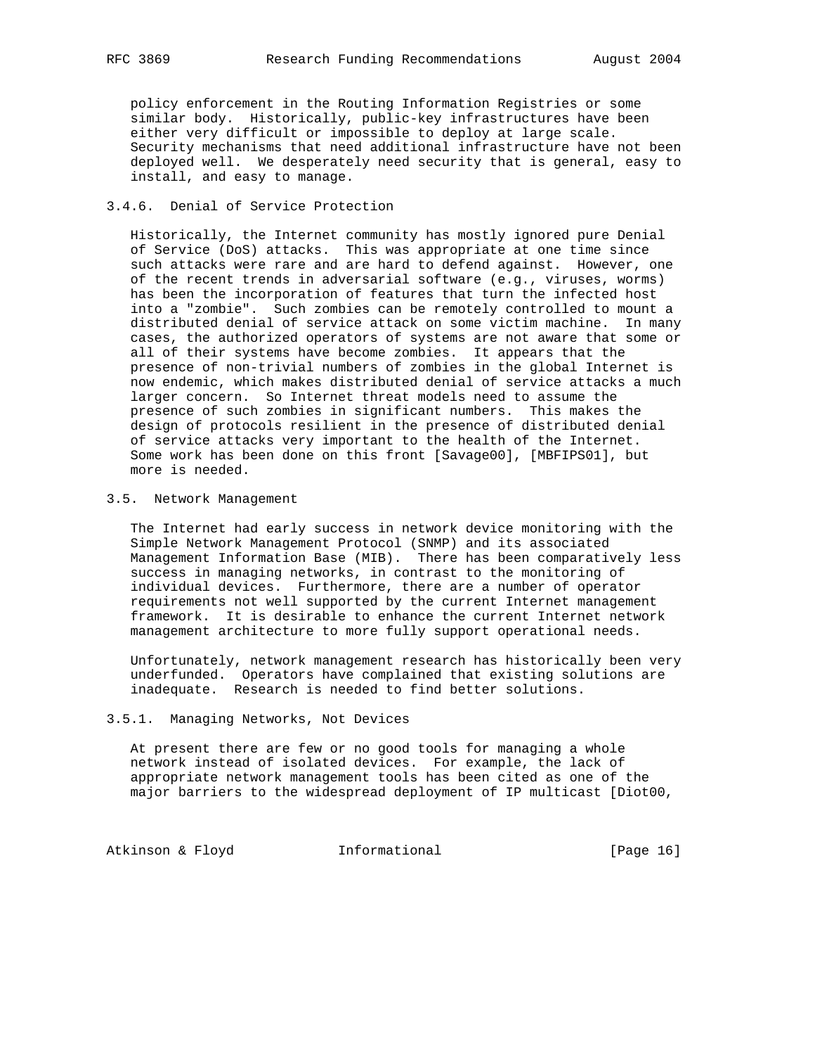policy enforcement in the Routing Information Registries or some similar body. Historically, public-key infrastructures have been either very difficult or impossible to deploy at large scale. Security mechanisms that need additional infrastructure have not been deployed well. We desperately need security that is general, easy to install, and easy to manage.

#### 3.4.6. Denial of Service Protection

Historically, the Internet community has mostly ignored pure Denial of Service (DoS) attacks. This was appropriate at one time since such attacks were rare and are hard to defend against. However, one of the recent trends in adversarial software (e.g., viruses, worms) has been the incorporation of features that turn the infected host into a "zombie". Such zombies can be remotely controlled to mount a distributed denial of service attack on some victim machine. In many cases, the authorized operators of systems are not aware that some or all of their systems have become zombies. It appears that the presence of non-trivial numbers of zombies in the global Internet is now endemic, which makes distributed denial of service attacks a much larger concern. So Internet threat models need to assume the presence of such zombies in significant numbers. This makes the design of protocols resilient in the presence of distributed denial of service attacks very important to the health of the Internet. Some work has been done on this front [Savage00], [MBFIPS01], but more is needed.

### 3.5. Network Management

The Internet had early success in network device monitoring with the Simple Network Management Protocol (SNMP) and its associated Management Information Base (MIB). There has been comparatively less success in managing networks, in contrast to the monitoring of individual devices. Furthermore, there are a number of operator requirements not well supported by the current Internet management framework. It is desirable to enhance the current Internet network management architecture to more fully support operational needs.

Unfortunately, network management research has historically been very underfunded. Operators have complained that existing solutions are inadequate. Research is needed to find better solutions.

#### 3.5.1. Managing Networks, Not Devices

At present there are few or no good tools for managing a whole network instead of isolated devices. For example, the lack of appropriate network management tools has been cited as one of the major barriers to the widespread deployment of IP multicast [Diot00,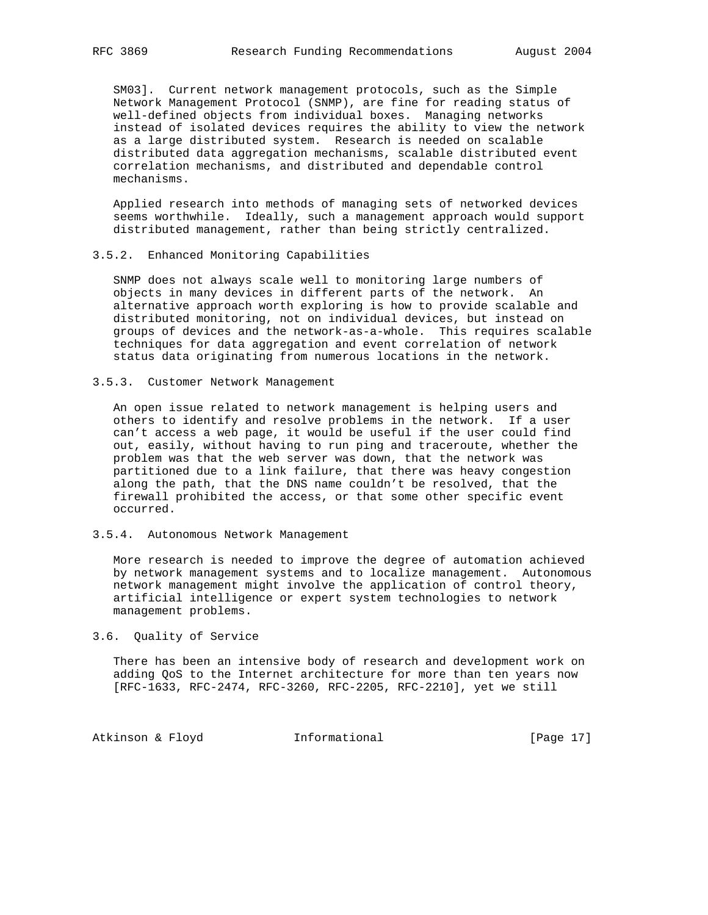SM03]. Current network management protocols, such as the Simple Network Management Protocol (SNMP), are fine for reading status of well-defined objects from individual boxes. Managing networks instead of isolated devices requires the ability to view the network as a large distributed system. Research is needed on scalable distributed data aggregation mechanisms, scalable distributed event correlation mechanisms, and distributed and dependable control mechanisms.

Applied research into methods of managing sets of networked devices seems worthwhile. Ideally, such a management approach would support distributed management, rather than being strictly centralized.

### 3.5.2. Enhanced Monitoring Capabilities

SNMP does not always scale well to monitoring large numbers of objects in many devices in different parts of the network. An alternative approach worth exploring is how to provide scalable and distributed monitoring, not on individual devices, but instead on groups of devices and the network-as-a-whole. This requires scalable techniques for data aggregation and event correlation of network status data originating from numerous locations in the network.

### 3.5.3. Customer Network Management

An open issue related to network management is helping users and others to identify and resolve problems in the network. If a user can't access a web page, it would be useful if the user could find out, easily, without having to run ping and traceroute, whether the problem was that the web server was down, that the network was partitioned due to a link failure, that there was heavy congestion along the path, that the DNS name couldn't be resolved, that the firewall prohibited the access, or that some other specific event occurred.

### 3.5.4. Autonomous Network Management

More research is needed to improve the degree of automation achieved by network management systems and to localize management. Autonomous network management might involve the application of control theory, artificial intelligence or expert system technologies to network management problems.

## 3.6. Quality of Service

There has been an intensive body of research and development work on adding QoS to the Internet architecture for more than ten years now [RFC-1633, RFC-2474, RFC-3260, RFC-2205, RFC-2210], yet we still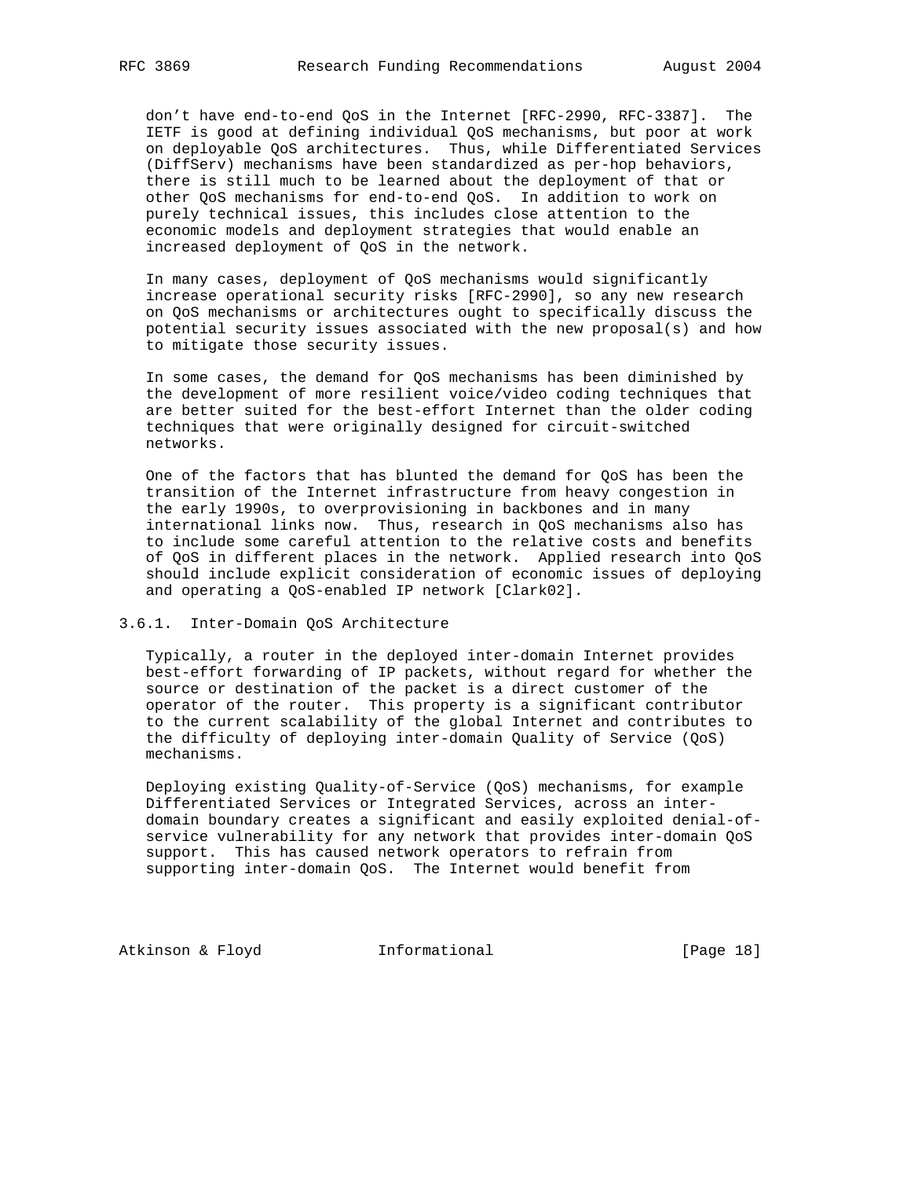don't have end-to-end QoS in the Internet [RFC-2990, RFC-3387]. The IETF is good at defining individual QoS mechanisms, but poor at work on deployable QoS architectures. Thus, while Differentiated Services (DiffServ) mechanisms have been standardized as per-hop behaviors, there is still much to be learned about the deployment of that or other QoS mechanisms for end-to-end QoS. In addition to work on purely technical issues, this includes close attention to the economic models and deployment strategies that would enable an increased deployment of QoS in the network.

In many cases, deployment of QoS mechanisms would significantly increase operational security risks [RFC-2990], so any new research on QoS mechanisms or architectures ought to specifically discuss the potential security issues associated with the new proposal(s) and how to mitigate those security issues.

In some cases, the demand for QoS mechanisms has been diminished by the development of more resilient voice/video coding techniques that are better suited for the best-effort Internet than the older coding techniques that were originally designed for circuit-switched networks.

One of the factors that has blunted the demand for QoS has been the transition of the Internet infrastructure from heavy congestion in the early 1990s, to overprovisioning in backbones and in many international links now. Thus, research in QoS mechanisms also has to include some careful attention to the relative costs and benefits of QoS in different places in the network. Applied research into QoS should include explicit consideration of economic issues of deploying and operating a QoS-enabled IP network [Clark02].

### 3.6.1. Inter-Domain QoS Architecture

Typically, a router in the deployed inter-domain Internet provides best-effort forwarding of IP packets, without regard for whether the source or destination of the packet is a direct customer of the operator of the router. This property is a significant contributor to the current scalability of the global Internet and contributes to the difficulty of deploying inter-domain Quality of Service (QoS) mechanisms.

Deploying existing Quality-of-Service (QoS) mechanisms, for example Differentiated Services or Integrated Services, across an inter-domain boundary creates a significant and easily exploited denial-of-service vulnerability for any network that provides inter-domain QoS support. This has caused network operators to refrain from supporting inter-domain QoS. The Internet would benefit from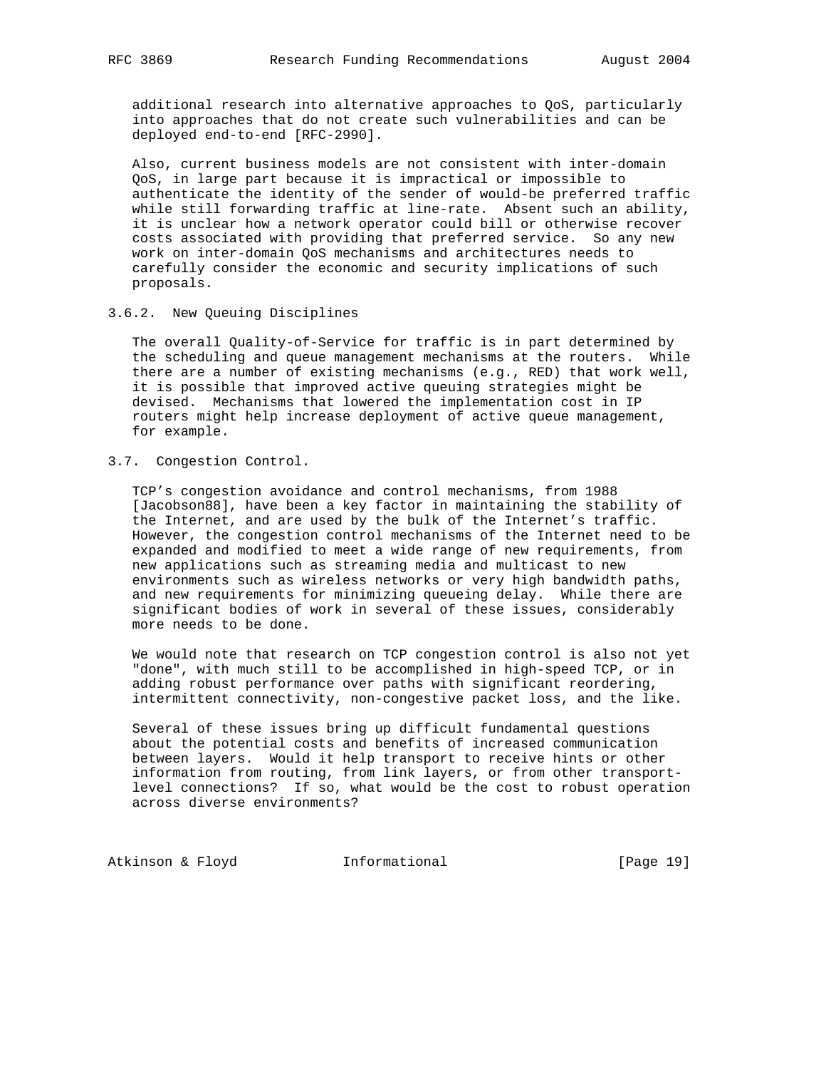additional research into alternative approaches to QoS, particularly into approaches that do not create such vulnerabilities and can be deployed end-to-end [RFC-2990].

Also, current business models are not consistent with inter-domain QoS, in large part because it is impractical or impossible to authenticate the identity of the sender of would-be preferred traffic while still forwarding traffic at line-rate. Absent such an ability, it is unclear how a network operator could bill or otherwise recover costs associated with providing that preferred service. So any new work on inter-domain QoS mechanisms and architectures needs to carefully consider the economic and security implications of such proposals.

### 3.6.2. New Queuing Disciplines

The overall Quality-of-Service for traffic is in part determined by the scheduling and queue management mechanisms at the routers. While there are a number of existing mechanisms (e.g., RED) that work well, it is possible that improved active queuing strategies might be devised. Mechanisms that lowered the implementation cost in IP routers might help increase deployment of active queue management, for example.

## 3.7. Congestion Control.

TCP's congestion avoidance and control mechanisms, from 1988 [Jacobson88], have been a key factor in maintaining the stability of the Internet, and are used by the bulk of the Internet's traffic. However, the congestion control mechanisms of the Internet need to be expanded and modified to meet a wide range of new requirements, from new applications such as streaming media and multicast to new environments such as wireless networks or very high bandwidth paths, and new requirements for minimizing queueing delay. While there are significant bodies of work in several of these issues, considerably more needs to be done.

We would note that research on TCP congestion control is also not yet "done", with much still to be accomplished in high-speed TCP, or in adding robust performance over paths with significant reordering, intermittent connectivity, non-congestive packet loss, and the like.

Several of these issues bring up difficult fundamental questions about the potential costs and benefits of increased communication between layers. Would it help transport to receive hints or other information from routing, from link layers, or from other transport-level connections? If so, what would be the cost to robust operation across diverse environments?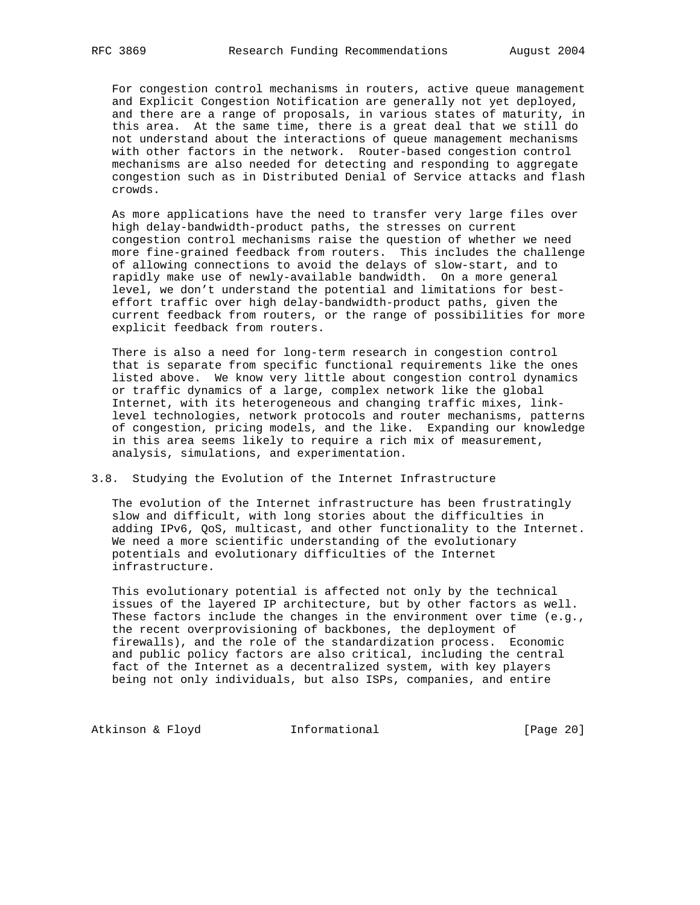For congestion control mechanisms in routers, active queue management and Explicit Congestion Notification are generally not yet deployed, and there are a range of proposals, in various states of maturity, in this area. At the same time, there is a great deal that we still do not understand about the interactions of queue management mechanisms with other factors in the network. Router-based congestion control mechanisms are also needed for detecting and responding to aggregate congestion such as in Distributed Denial of Service attacks and flash crowds.

As more applications have the need to transfer very large files over high delay-bandwidth-product paths, the stresses on current congestion control mechanisms raise the question of whether we need more fine-grained feedback from routers. This includes the challenge of allowing connections to avoid the delays of slow-start, and to rapidly make use of newly-available bandwidth. On a more general level, we don't understand the potential and limitations for best-effort traffic over high delay-bandwidth-product paths, given the current feedback from routers, or the range of possibilities for more explicit feedback from routers.

There is also a need for long-term research in congestion control that is separate from specific functional requirements like the ones listed above. We know very little about congestion control dynamics or traffic dynamics of a large, complex network like the global Internet, with its heterogeneous and changing traffic mixes, link-level technologies, network protocols and router mechanisms, patterns of congestion, pricing models, and the like. Expanding our knowledge in this area seems likely to require a rich mix of measurement, analysis, simulations, and experimentation.

### 3.8. Studying the Evolution of the Internet Infrastructure

The evolution of the Internet infrastructure has been frustratingly slow and difficult, with long stories about the difficulties in adding IPv6, QoS, multicast, and other functionality to the Internet. We need a more scientific understanding of the evolutionary potentials and evolutionary difficulties of the Internet infrastructure.

This evolutionary potential is affected not only by the technical issues of the layered IP architecture, but by other factors as well. These factors include the changes in the environment over time (e.g., the recent overprovisioning of backbones, the deployment of firewalls), and the role of the standardization process. Economic and public policy factors are also critical, including the central fact of the Internet as a decentralized system, with key players being not only individuals, but also ISPs, companies, and entire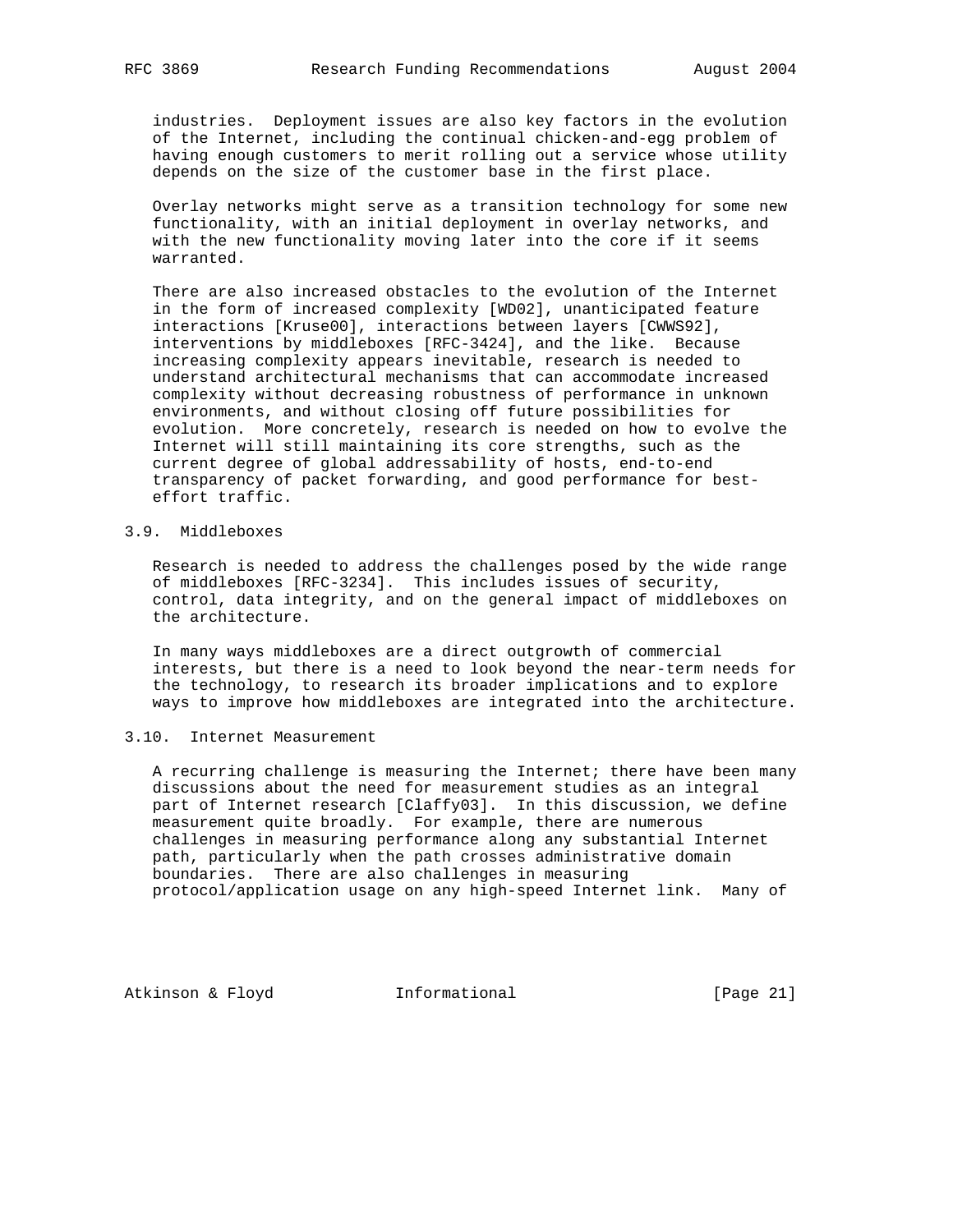industries. Deployment issues are also key factors in the evolution of the Internet, including the continual chicken-and-egg problem of having enough customers to merit rolling out a service whose utility depends on the size of the customer base in the first place.

Overlay networks might serve as a transition technology for some new functionality, with an initial deployment in overlay networks, and with the new functionality moving later into the core if it seems warranted.

There are also increased obstacles to the evolution of the Internet in the form of increased complexity [WD02], unanticipated feature interactions [Kruse00], interactions between layers [CWWS92], interventions by middleboxes [RFC-3424], and the like. Because increasing complexity appears inevitable, research is needed to understand architectural mechanisms that can accommodate increased complexity without decreasing robustness of performance in unknown environments, and without closing off future possibilities for evolution. More concretely, research is needed on how to evolve the Internet will still maintaining its core strengths, such as the current degree of global addressability of hosts, end-to-end transparency of packet forwarding, and good performance for best-effort traffic.

### 3.9. Middleboxes

Research is needed to address the challenges posed by the wide range of middleboxes [RFC-3234]. This includes issues of security, control, data integrity, and on the general impact of middleboxes on the architecture.

In many ways middleboxes are a direct outgrowth of commercial interests, but there is a need to look beyond the near-term needs for the technology, to research its broader implications and to explore ways to improve how middleboxes are integrated into the architecture.

### 3.10. Internet Measurement

A recurring challenge is measuring the Internet; there have been many discussions about the need for measurement studies as an integral part of Internet research [Claffy03]. In this discussion, we define measurement quite broadly. For example, there are numerous challenges in measuring performance along any substantial Internet path, particularly when the path crosses administrative domain boundaries. There are also challenges in measuring protocol/application usage on any high-speed Internet link. Many of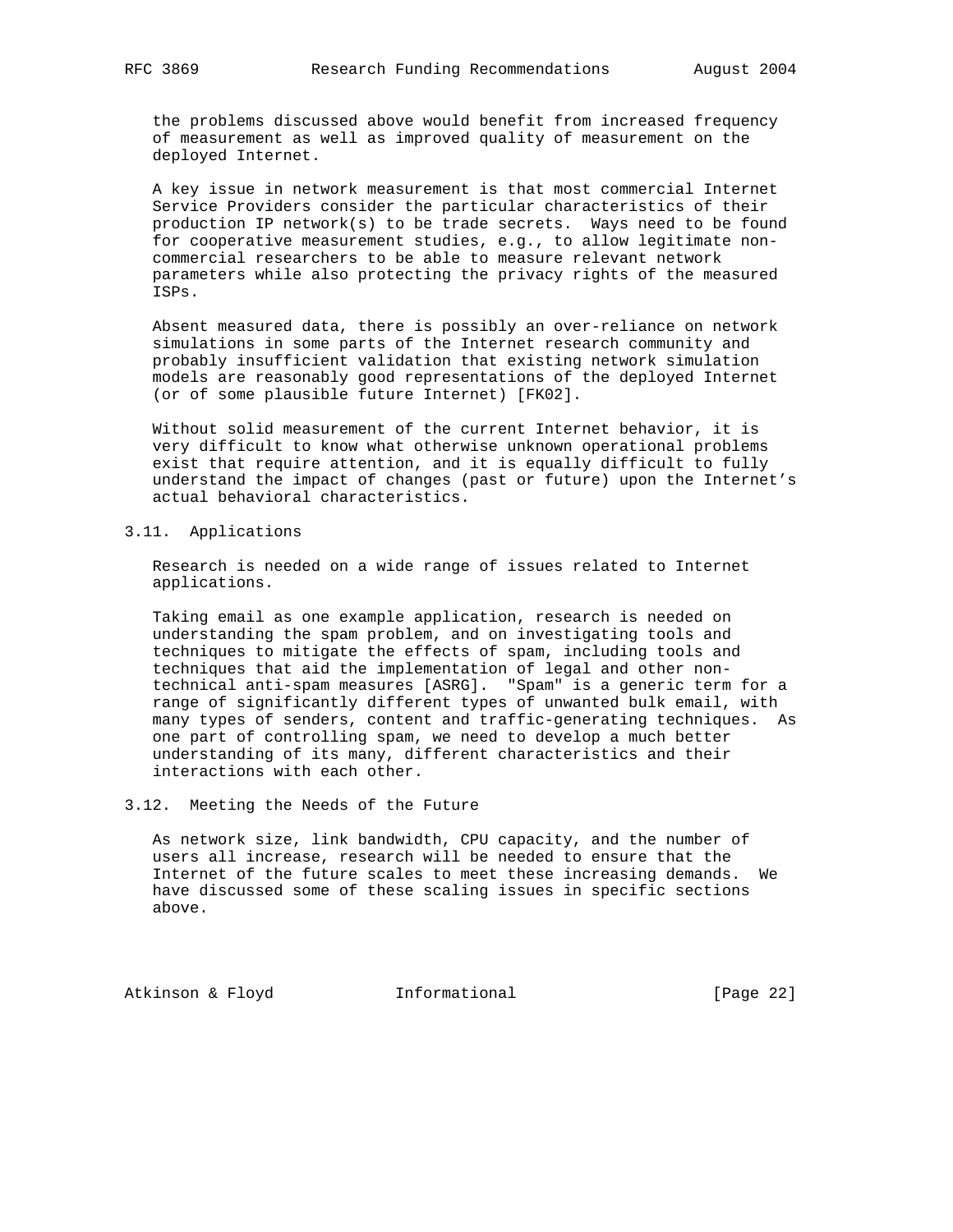the problems discussed above would benefit from increased frequency of measurement as well as improved quality of measurement on the deployed Internet.

A key issue in network measurement is that most commercial Internet Service Providers consider the particular characteristics of their production IP network(s) to be trade secrets. Ways need to be found for cooperative measurement studies, e.g., to allow legitimate non-commercial researchers to be able to measure relevant network parameters while also protecting the privacy rights of the measured ISPs.

Absent measured data, there is possibly an over-reliance on network simulations in some parts of the Internet research community and probably insufficient validation that existing network simulation models are reasonably good representations of the deployed Internet (or of some plausible future Internet) [FK02].

Without solid measurement of the current Internet behavior, it is very difficult to know what otherwise unknown operational problems exist that require attention, and it is equally difficult to fully understand the impact of changes (past or future) upon the Internet's actual behavioral characteristics.

## 3.11. Applications

Research is needed on a wide range of issues related to Internet applications.

Taking email as one example application, research is needed on understanding the spam problem, and on investigating tools and techniques to mitigate the effects of spam, including tools and techniques that aid the implementation of legal and other non-technical anti-spam measures [ASRG]. "Spam" is a generic term for a range of significantly different types of unwanted bulk email, with many types of senders, content and traffic-generating techniques. As one part of controlling spam, we need to develop a much better understanding of its many, different characteristics and their interactions with each other.

## 3.12. Meeting the Needs of the Future

As network size, link bandwidth, CPU capacity, and the number of users all increase, research will be needed to ensure that the Internet of the future scales to meet these increasing demands. We have discussed some of these scaling issues in specific sections above.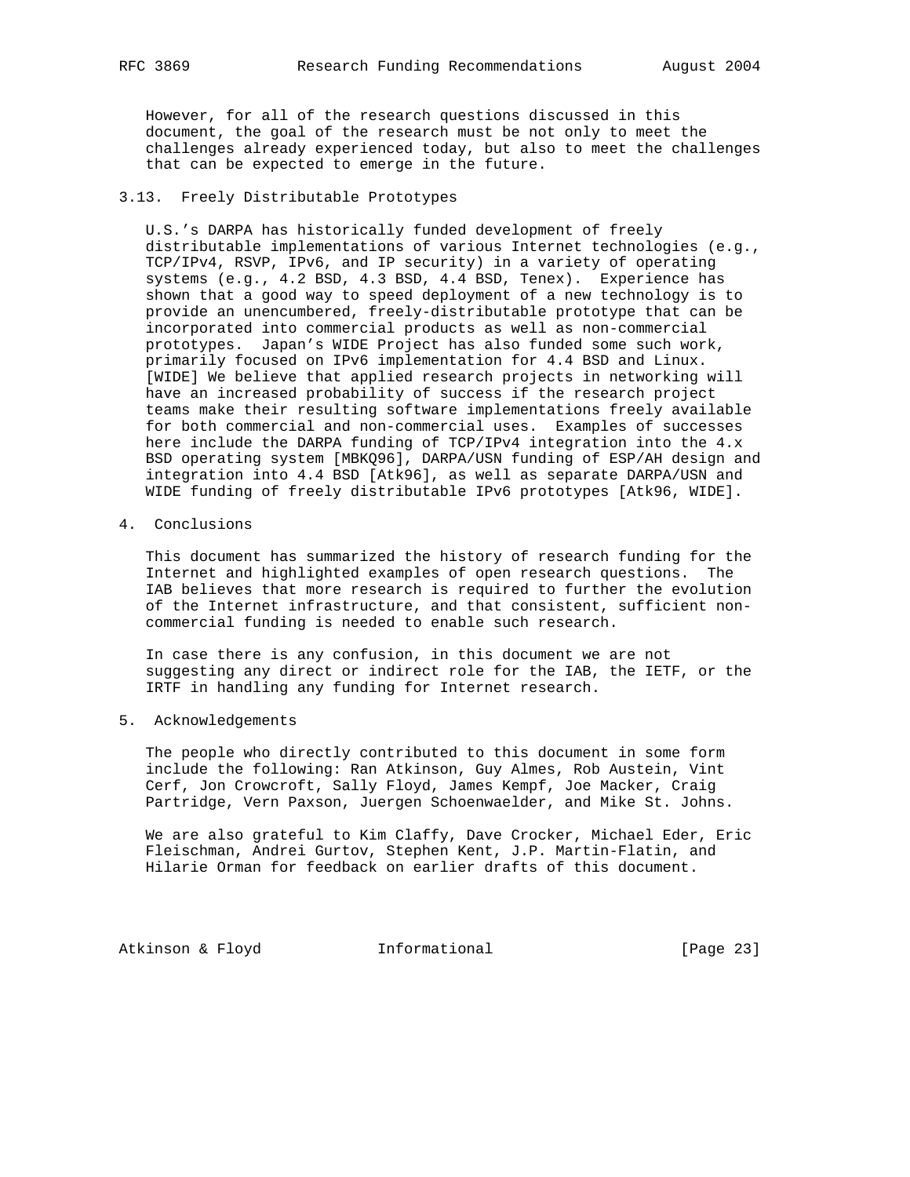However, for all of the research questions discussed in this document, the goal of the research must be not only to meet the challenges already experienced today, but also to meet the challenges that can be expected to emerge in the future.

### 3.13. Freely Distributable Prototypes

U.S.'s DARPA has historically funded development of freely distributable implementations of various Internet technologies (e.g., TCP/IPv4, RSVP, IPv6, and IP security) in a variety of operating systems (e.g., 4.2 BSD, 4.3 BSD, 4.4 BSD, Tenex). Experience has shown that a good way to speed deployment of a new technology is to provide an unencumbered, freely-distributable prototype that can be incorporated into commercial products as well as non-commercial prototypes. Japan's WIDE Project has also funded some such work, primarily focused on IPv6 implementation for 4.4 BSD and Linux. [WIDE] We believe that applied research projects in networking will have an increased probability of success if the research project teams make their resulting software implementations freely available for both commercial and non-commercial uses. Examples of successes here include the DARPA funding of TCP/IPv4 integration into the 4.x BSD operating system [MBKQ96], DARPA/USN funding of ESP/AH design and integration into 4.4 BSD [Atk96], as well as separate DARPA/USN and WIDE funding of freely distributable IPv6 prototypes [Atk96, WIDE].

## 4. Conclusions

This document has summarized the history of research funding for the Internet and highlighted examples of open research questions. The IAB believes that more research is required to further the evolution of the Internet infrastructure, and that consistent, sufficient non-commercial funding is needed to enable such research.

In case there is any confusion, in this document we are not suggesting any direct or indirect role for the IAB, the IETF, or the IRTF in handling any funding for Internet research.

## 5. Acknowledgements

The people who directly contributed to this document in some form include the following: Ran Atkinson, Guy Almes, Rob Austein, Vint Cerf, Jon Crowcroft, Sally Floyd, James Kempf, Joe Macker, Craig Partridge, Vern Paxson, Juergen Schoenwaelder, and Mike St. Johns.

We are also grateful to Kim Claffy, Dave Crocker, Michael Eder, Eric Fleischman, Andrei Gurtov, Stephen Kent, J.P. Martin-Flatin, and Hilarie Orman for feedback on earlier drafts of this document.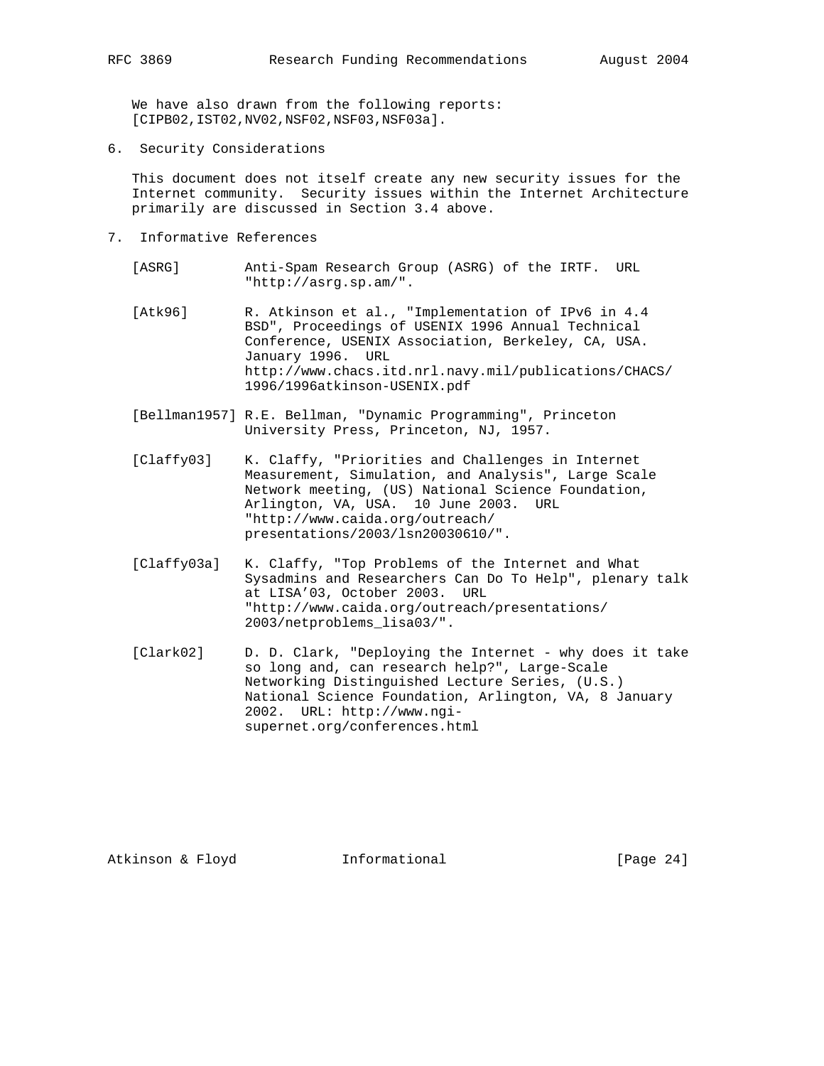We have also drawn from the following reports: [CIPB02,IST02,NV02,NSF02,NSF03,NSF03a].

## 6. Security Considerations

This document does not itself create any new security issues for the Internet community. Security issues within the Internet Architecture primarily are discussed in Section 3.4 above.

## 7. Informative References

[ASRG] Anti-Spam Research Group (ASRG) of the IRTF. URL "http://asrg.sp.am/".

[Atk96] R. Atkinson et al., "Implementation of IPv6 in 4.4 BSD", Proceedings of USENIX 1996 Annual Technical Conference, USENIX Association, Berkeley, CA, USA. January 1996. URL http://www.chacs.itd.nrl.navy.mil/publications/CHACS/1996/1996atkinson-USENIX.pdf

[Bellman1957] R.E. Bellman, "Dynamic Programming", Princeton University Press, Princeton, NJ, 1957.

[Claffy03] K. Claffy, "Priorities and Challenges in Internet Measurement, Simulation, and Analysis", Large Scale Network meeting, (US) National Science Foundation, Arlington, VA, USA. 10 June 2003. URL "http://www.caida.org/outreach/presentations/2003/lsn20030610/".

[Claffy03a] K. Claffy, "Top Problems of the Internet and What Sysadmins and Researchers Can Do To Help", plenary talk at LISA'03, October 2003. URL "http://www.caida.org/outreach/presentations/2003/netproblems_lisa03/".

[Clark02] D. D. Clark, "Deploying the Internet - why does it take so long and, can research help?", Large-Scale Networking Distinguished Lecture Series, (U.S.) National Science Foundation, Arlington, VA, 8 January 2002. URL: http://www.ngi-supernet.org/conferences.html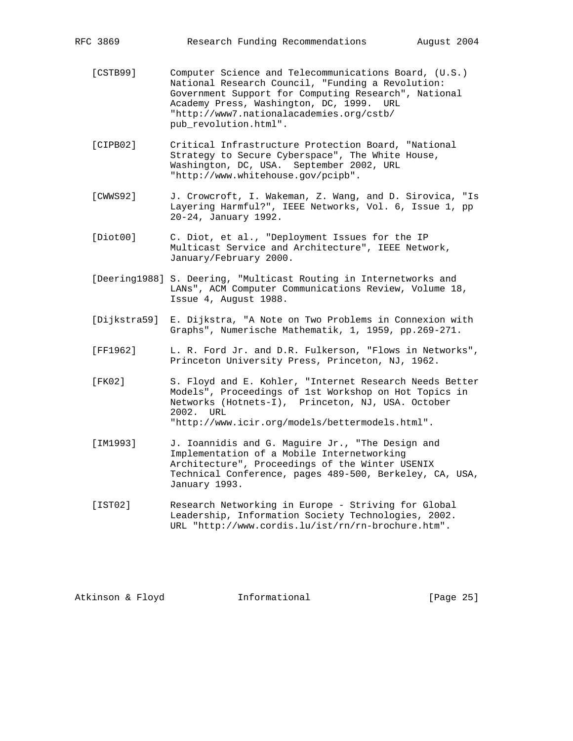[CSTB99] Computer Science and Telecommunications Board, (U.S.) National Research Council, "Funding a Revolution: Government Support for Computing Research", National Academy Press, Washington, DC, 1999. URL "http://www7.nationalacademies.org/cstb/pub_revolution.html".

[CIPB02] Critical Infrastructure Protection Board, "National Strategy to Secure Cyberspace", The White House, Washington, DC, USA. September 2002, URL "http://www.whitehouse.gov/pcipb".

[CWWS92] J. Crowcroft, I. Wakeman, Z. Wang, and D. Sirovica, "Is Layering Harmful?", IEEE Networks, Vol. 6, Issue 1, pp 20-24, January 1992.

[Diot00] C. Diot, et al., "Deployment Issues for the IP Multicast Service and Architecture", IEEE Network, January/February 2000.

[Deering1988] S. Deering, "Multicast Routing in Internetworks and LANs", ACM Computer Communications Review, Volume 18, Issue 4, August 1988.

[Dijkstra59] E. Dijkstra, "A Note on Two Problems in Connexion with Graphs", Numerische Mathematik, 1, 1959, pp.269-271.

[FF1962] L. R. Ford Jr. and D.R. Fulkerson, "Flows in Networks", Princeton University Press, Princeton, NJ, 1962.

[FK02] S. Floyd and E. Kohler, "Internet Research Needs Better Models", Proceedings of 1st Workshop on Hot Topics in Networks (Hotnets-I), Princeton, NJ, USA. October 2002. URL "http://www.icir.org/models/bettermodels.html".

[IM1993] J. Ioannidis and G. Maguire Jr., "The Design and Implementation of a Mobile Internetworking Architecture", Proceedings of the Winter USENIX Technical Conference, pages 489-500, Berkeley, CA, USA, January 1993.

[IST02] Research Networking in Europe - Striving for Global Leadership, Information Society Technologies, 2002. URL "http://www.cordis.lu/ist/rn/rn-brochure.htm".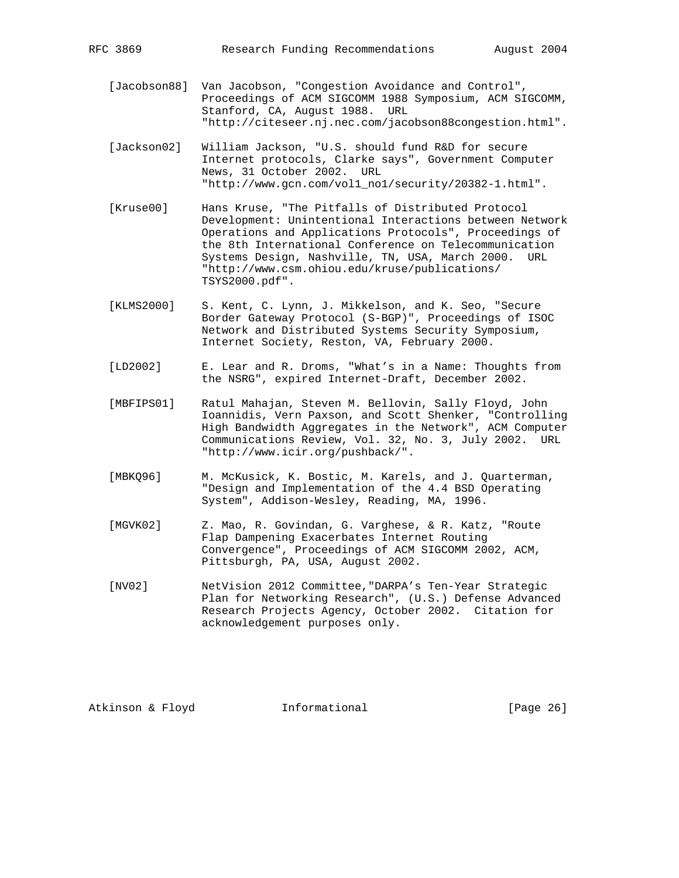[Jacobson88] Van Jacobson, "Congestion Avoidance and Control", Proceedings of ACM SIGCOMM 1988 Symposium, ACM SIGCOMM, Stanford, CA, August 1988. URL "http://citeseer.nj.nec.com/jacobson88congestion.html".

[Jackson02] William Jackson, "U.S. should fund R&D for secure Internet protocols, Clarke says", Government Computer News, 31 October 2002. URL "http://www.gcn.com/vol1_no1/security/20382-1.html".

[Kruse00] Hans Kruse, "The Pitfalls of Distributed Protocol Development: Unintentional Interactions between Network Operations and Applications Protocols", Proceedings of the 8th International Conference on Telecommunication Systems Design, Nashville, TN, USA, March 2000. URL "http://www.csm.ohiou.edu/kruse/publications/TSYS2000.pdf".

[KLMS2000] S. Kent, C. Lynn, J. Mikkelson, and K. Seo, "Secure Border Gateway Protocol (S-BGP)", Proceedings of ISOC Network and Distributed Systems Security Symposium, Internet Society, Reston, VA, February 2000.

[LD2002] E. Lear and R. Droms, "What's in a Name: Thoughts from the NSRG", expired Internet-Draft, December 2002.

[MBFIPS01] Ratul Mahajan, Steven M. Bellovin, Sally Floyd, John Ioannidis, Vern Paxson, and Scott Shenker, "Controlling High Bandwidth Aggregates in the Network", ACM Computer Communications Review, Vol. 32, No. 3, July 2002. URL "http://www.icir.org/pushback/".

[MBKQ96] M. McKusick, K. Bostic, M. Karels, and J. Quarterman, "Design and Implementation of the 4.4 BSD Operating System", Addison-Wesley, Reading, MA, 1996.

[MGVK02] Z. Mao, R. Govindan, G. Varghese, & R. Katz, "Route Flap Dampening Exacerbates Internet Routing Convergence", Proceedings of ACM SIGCOMM 2002, ACM, Pittsburgh, PA, USA, August 2002.

[NV02] NetVision 2012 Committee,"DARPA's Ten-Year Strategic Plan for Networking Research", (U.S.) Defense Advanced Research Projects Agency, October 2002. Citation for acknowledgement purposes only.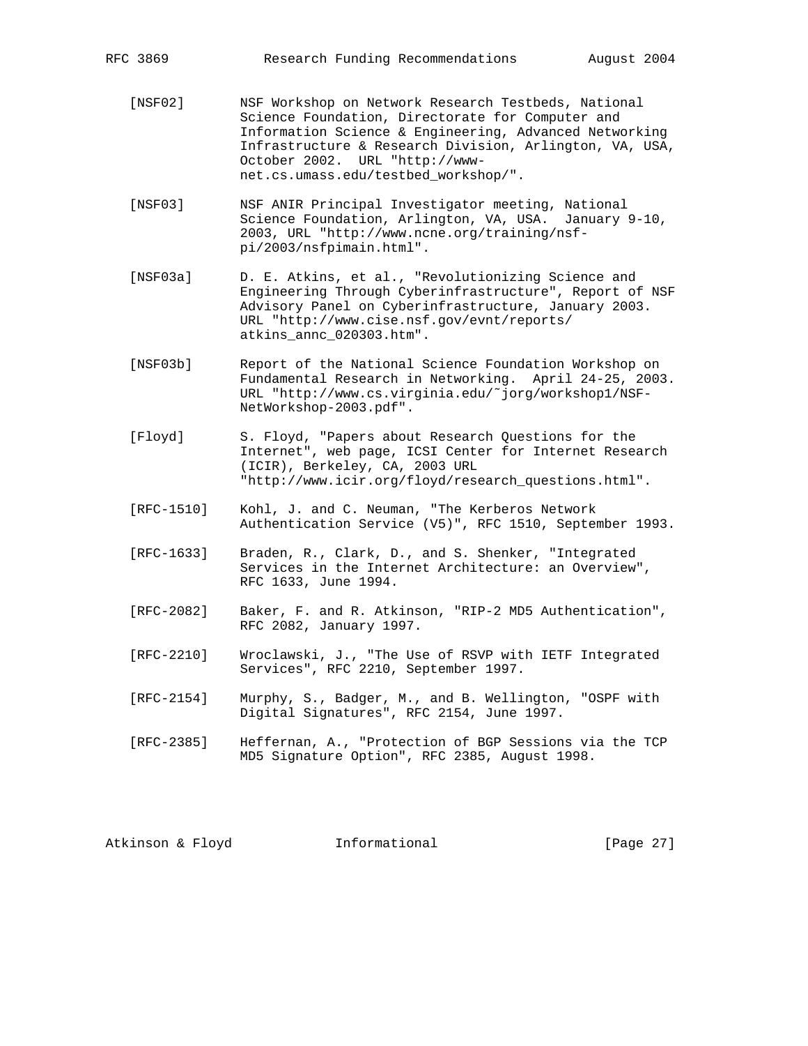[NSF02] NSF Workshop on Network Research Testbeds, National Science Foundation, Directorate for Computer and Information Science & Engineering, Advanced Networking Infrastructure & Research Division, Arlington, VA, USA, October 2002. URL "http://www-net.cs.umass.edu/testbed_workshop/".

[NSF03] NSF ANIR Principal Investigator meeting, National Science Foundation, Arlington, VA, USA. January 9-10, 2003, URL "http://www.ncne.org/training/nsf-pi/2003/nsfpimain.html".

[NSF03a] D. E. Atkins, et al., "Revolutionizing Science and Engineering Through Cyberinfrastructure", Report of NSF Advisory Panel on Cyberinfrastructure, January 2003. URL "http://www.cise.nsf.gov/evnt/reports/atkins_annc_020303.htm".

[NSF03b] Report of the National Science Foundation Workshop on Fundamental Research in Networking. April 24-25, 2003. URL "http://www.cs.virginia.edu/~jorg/workshop1/NSF-NetWorkshop-2003.pdf".

[Floyd] S. Floyd, "Papers about Research Questions for the Internet", web page, ICSI Center for Internet Research (ICIR), Berkeley, CA, 2003 URL "http://www.icir.org/floyd/research_questions.html".

[RFC-1510] Kohl, J. and C. Neuman, "The Kerberos Network Authentication Service (V5)", RFC 1510, September 1993.

[RFC-1633] Braden, R., Clark, D., and S. Shenker, "Integrated Services in the Internet Architecture: an Overview", RFC 1633, June 1994.

[RFC-2082] Baker, F. and R. Atkinson, "RIP-2 MD5 Authentication", RFC 2082, January 1997.

[RFC-2210] Wroclawski, J., "The Use of RSVP with IETF Integrated Services", RFC 2210, September 1997.

[RFC-2154] Murphy, S., Badger, M., and B. Wellington, "OSPF with Digital Signatures", RFC 2154, June 1997.

[RFC-2385] Heffernan, A., "Protection of BGP Sessions via the TCP MD5 Signature Option", RFC 2385, August 1998.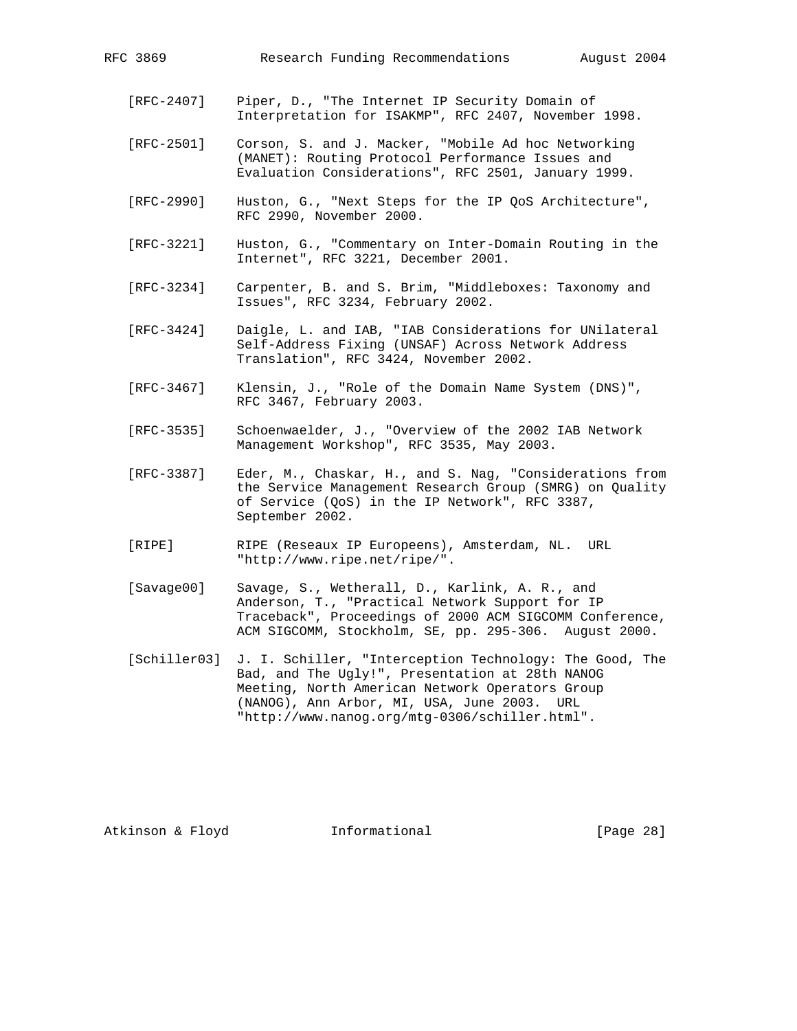[RFC-2407] Piper, D., "The Internet IP Security Domain of Interpretation for ISAKMP", RFC 2407, November 1998.

[RFC-2501] Corson, S. and J. Macker, "Mobile Ad hoc Networking (MANET): Routing Protocol Performance Issues and Evaluation Considerations", RFC 2501, January 1999.

[RFC-2990] Huston, G., "Next Steps for the IP QoS Architecture", RFC 2990, November 2000.

[RFC-3221] Huston, G., "Commentary on Inter-Domain Routing in the Internet", RFC 3221, December 2001.

[RFC-3234] Carpenter, B. and S. Brim, "Middleboxes: Taxonomy and Issues", RFC 3234, February 2002.

[RFC-3424] Daigle, L. and IAB, "IAB Considerations for UNilateral Self-Address Fixing (UNSAF) Across Network Address Translation", RFC 3424, November 2002.

[RFC-3467] Klensin, J., "Role of the Domain Name System (DNS)", RFC 3467, February 2003.

[RFC-3535] Schoenwaelder, J., "Overview of the 2002 IAB Network Management Workshop", RFC 3535, May 2003.

[RFC-3387] Eder, M., Chaskar, H., and S. Nag, "Considerations from the Service Management Research Group (SMRG) on Quality of Service (QoS) in the IP Network", RFC 3387, September 2002.

[RIPE] RIPE (Reseaux IP Europeens), Amsterdam, NL. URL "http://www.ripe.net/ripe/".

[Savage00] Savage, S., Wetherall, D., Karlink, A. R., and Anderson, T., "Practical Network Support for IP Traceback", Proceedings of 2000 ACM SIGCOMM Conference, ACM SIGCOMM, Stockholm, SE, pp. 295-306. August 2000.

[Schiller03] J. I. Schiller, "Interception Technology: The Good, The Bad, and The Ugly!", Presentation at 28th NANOG Meeting, North American Network Operators Group (NANOG), Ann Arbor, MI, USA, June 2003. URL "http://www.nanog.org/mtg-0306/schiller.html".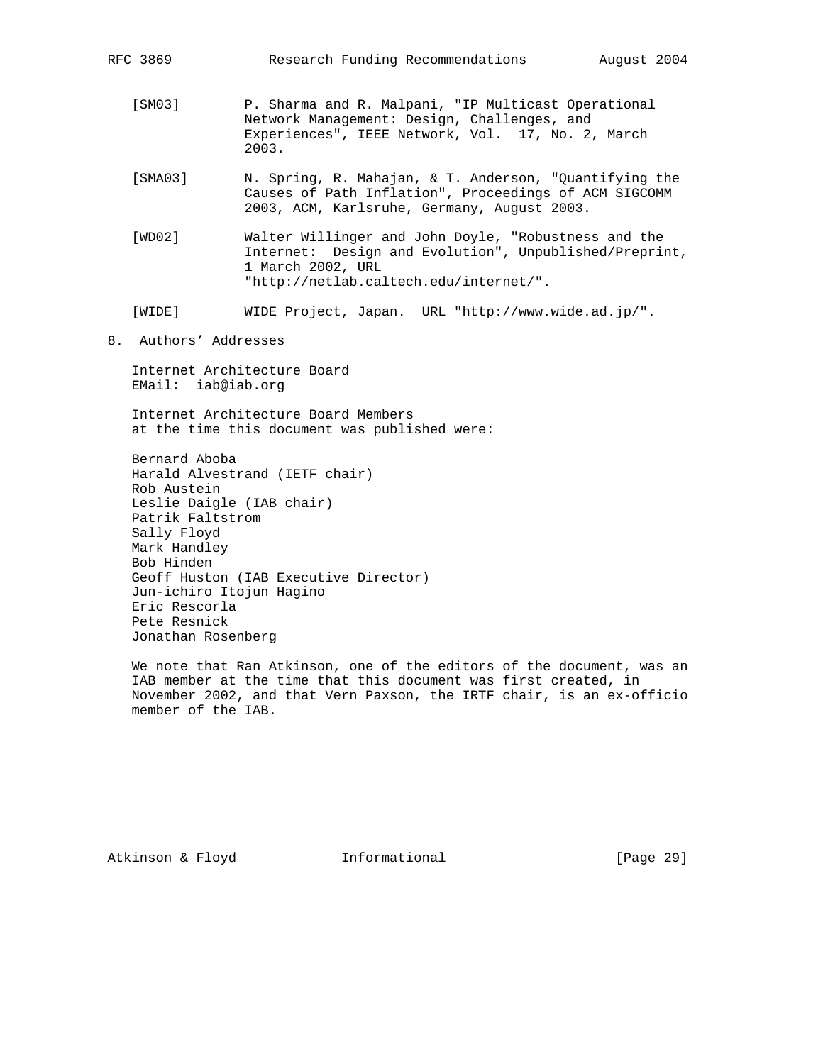[SM03] P. Sharma and R. Malpani, "IP Multicast Operational Network Management: Design, Challenges, and Experiences", IEEE Network, Vol. 17, No. 2, March 2003.

[SMA03] N. Spring, R. Mahajan, & T. Anderson, "Quantifying the Causes of Path Inflation", Proceedings of ACM SIGCOMM 2003, ACM, Karlsruhe, Germany, August 2003.

[WD02] Walter Willinger and John Doyle, "Robustness and the Internet: Design and Evolution", Unpublished/Preprint, 1 March 2002, URL "http://netlab.caltech.edu/internet/".

[WIDE] WIDE Project, Japan. URL "http://www.wide.ad.jp/".

## 8. Authors' Addresses

Internet Architecture Board
EMail: iab@iab.org

Internet Architecture Board Members
at the time this document was published were:

Bernard Aboba
Harald Alvestrand (IETF chair)
Rob Austein
Leslie Daigle (IAB chair)
Patrik Faltstrom
Sally Floyd
Mark Handley
Bob Hinden
Geoff Huston (IAB Executive Director)
Jun-ichiro Itojun Hagino
Eric Rescorla
Pete Resnick
Jonathan Rosenberg

We note that Ran Atkinson, one of the editors of the document, was an IAB member at the time that this document was first created, in November 2002, and that Vern Paxson, the IRTF chair, is an ex-officio member of the IAB.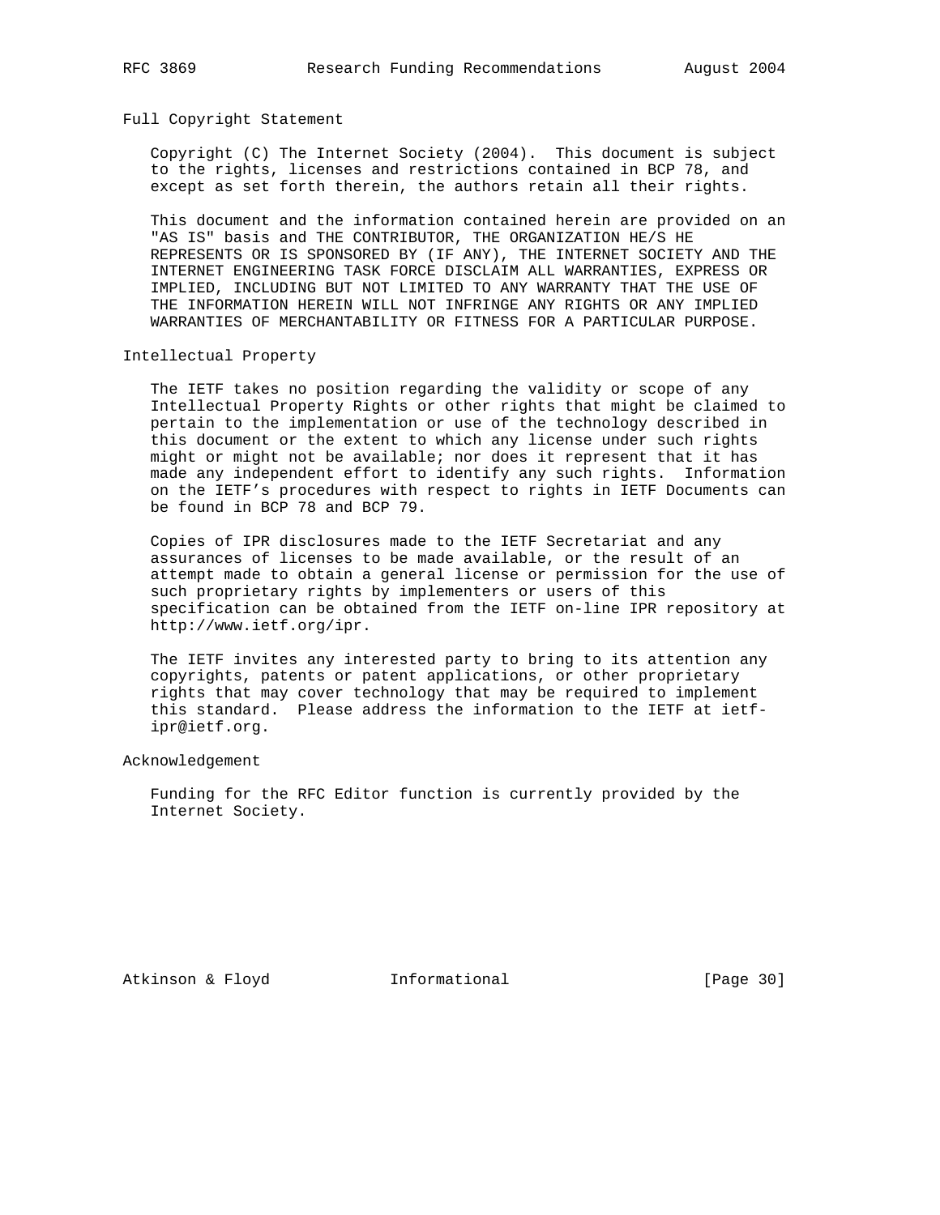## Full Copyright Statement

Copyright (C) The Internet Society (2004). This document is subject to the rights, licenses and restrictions contained in BCP 78, and except as set forth therein, the authors retain all their rights.

This document and the information contained herein are provided on an "AS IS" basis and THE CONTRIBUTOR, THE ORGANIZATION HE/S HE REPRESENTS OR IS SPONSORED BY (IF ANY), THE INTERNET SOCIETY AND THE INTERNET ENGINEERING TASK FORCE DISCLAIM ALL WARRANTIES, EXPRESS OR IMPLIED, INCLUDING BUT NOT LIMITED TO ANY WARRANTY THAT THE USE OF THE INFORMATION HEREIN WILL NOT INFRINGE ANY RIGHTS OR ANY IMPLIED WARRANTIES OF MERCHANTABILITY OR FITNESS FOR A PARTICULAR PURPOSE.

## Intellectual Property

The IETF takes no position regarding the validity or scope of any Intellectual Property Rights or other rights that might be claimed to pertain to the implementation or use of the technology described in this document or the extent to which any license under such rights might or might not be available; nor does it represent that it has made any independent effort to identify any such rights. Information on the IETF's procedures with respect to rights in IETF Documents can be found in BCP 78 and BCP 79.

Copies of IPR disclosures made to the IETF Secretariat and any assurances of licenses to be made available, or the result of an attempt made to obtain a general license or permission for the use of such proprietary rights by implementers or users of this specification can be obtained from the IETF on-line IPR repository at http://www.ietf.org/ipr.

The IETF invites any interested party to bring to its attention any copyrights, patents or patent applications, or other proprietary rights that may cover technology that may be required to implement this standard. Please address the information to the IETF at ietf-ipr@ietf.org.

## Acknowledgement

Funding for the RFC Editor function is currently provided by the Internet Society.